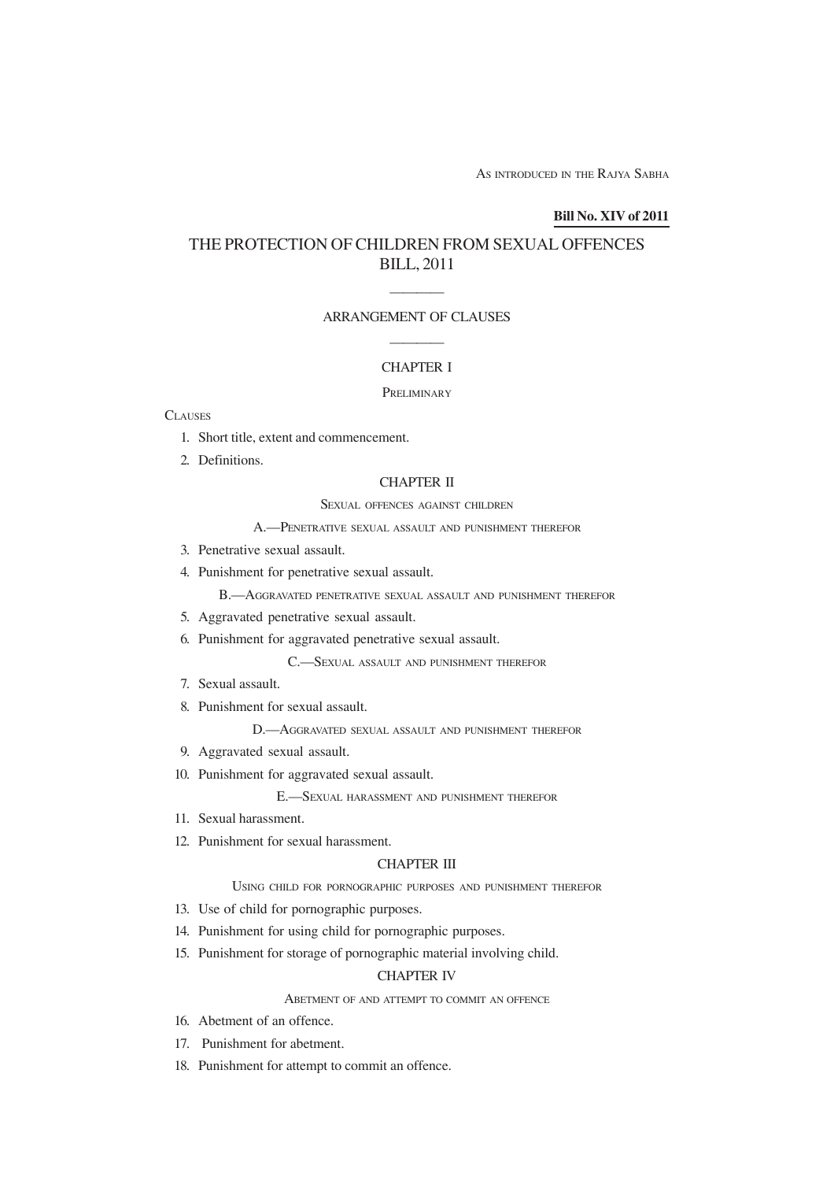As introduced in the Rajya Sabha

**Bill No. XIV of 2011**

# THE PROTECTION OF CHILDREN FROM SEXUAL OFFENCES BILL, 2011

———

## ARRANGEMENT OF CLAUSES

———

### CHAPTER I

PRELIMINARY

CLAUSES

1. Short title, extent and commencement.
2. Definitions.

### CHAPTER II

SEXUAL OFFENCES AGAINST CHILDREN

A.—PENETRATIVE SEXUAL ASSAULT AND PUNISHMENT THEREFOR

3. Penetrative sexual assault.
4. Punishment for penetrative sexual assault.

B.—AGGRAVATED PENETRATIVE SEXUAL ASSAULT AND PUNISHMENT THEREFOR

5. Aggravated penetrative sexual assault.
6. Punishment for aggravated penetrative sexual assault.

C.—SEXUAL ASSAULT AND PUNISHMENT THEREFOR

7. Sexual assault.
8. Punishment for sexual assault.

D.—AGGRAVATED SEXUAL ASSAULT AND PUNISHMENT THEREFOR

9. Aggravated sexual assault.
10. Punishment for aggravated sexual assault.

E.—SEXUAL HARASSMENT AND PUNISHMENT THEREFOR

11. Sexual harassment.
12. Punishment for sexual harassment.

### CHAPTER III

USING CHILD FOR PORNOGRAPHIC PURPOSES AND PUNISHMENT THEREFOR

13. Use of child for pornographic purposes.
14. Punishment for using child for pornographic purposes.
15. Punishment for storage of pornographic material involving child.

### CHAPTER IV

ABETMENT OF AND ATTEMPT TO COMMIT AN OFFENCE

16. Abetment of an offence.
17. Punishment for abetment.
18. Punishment for attempt to commit an offence.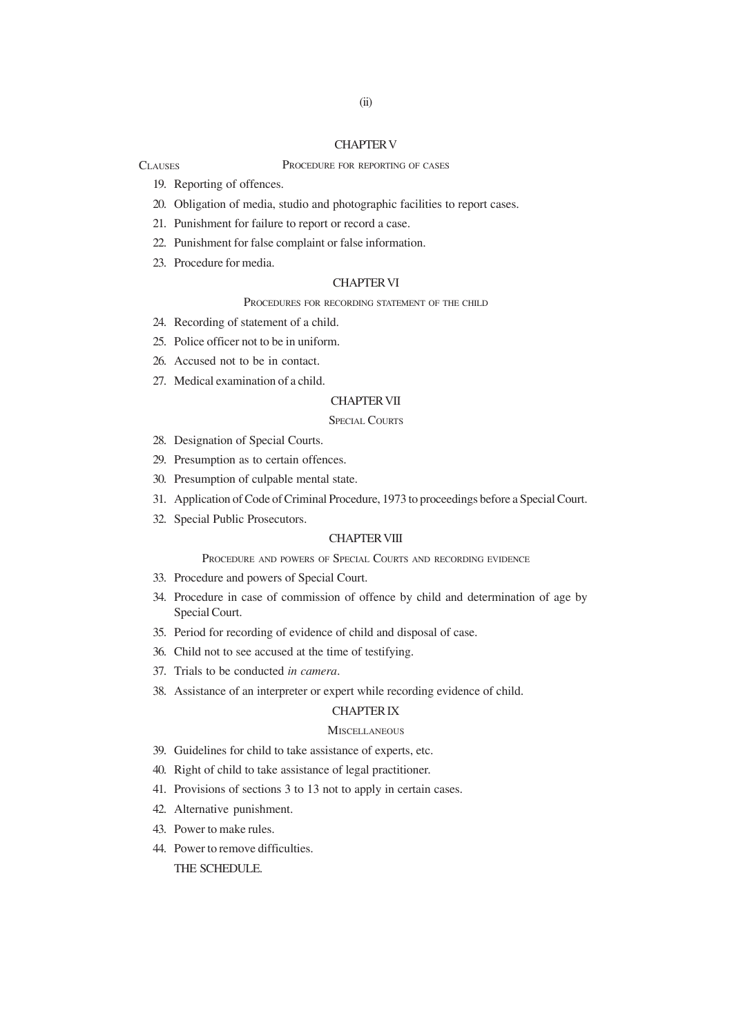## CHAPTER V

CLAUSES

### PROCEDURE FOR REPORTING OF CASES

19. Reporting of offences.
20. Obligation of media, studio and photographic facilities to report cases.
21. Punishment for failure to report or record a case.
22. Punishment for false complaint or false information.
23. Procedure for media.

## CHAPTER VI

### PROCEDURES FOR RECORDING STATEMENT OF THE CHILD

24. Recording of statement of a child.
25. Police officer not to be in uniform.
26. Accused not to be in contact.
27. Medical examination of a child.

## CHAPTER VII

### SPECIAL COURTS

28. Designation of Special Courts.
29. Presumption as to certain offences.
30. Presumption of culpable mental state.
31. Application of Code of Criminal Procedure, 1973 to proceedings before a Special Court.
32. Special Public Prosecutors.

## CHAPTER VIII

### PROCEDURE AND POWERS OF SPECIAL COURTS AND RECORDING EVIDENCE

33. Procedure and powers of Special Court.
34. Procedure in case of commission of offence by child and determination of age by Special Court.
35. Period for recording of evidence of child and disposal of case.
36. Child not to see accused at the time of testifying.
37. Trials to be conducted *in camera*.
38. Assistance of an interpreter or expert while recording evidence of child.

## CHAPTER IX

### MISCELLANEOUS

39. Guidelines for child to take assistance of experts, etc.
40. Right of child to take assistance of legal practitioner.
41. Provisions of sections 3 to 13 not to apply in certain cases.
42. Alternative punishment.
43. Power to make rules.
44. Power to remove difficulties.

THE SCHEDULE.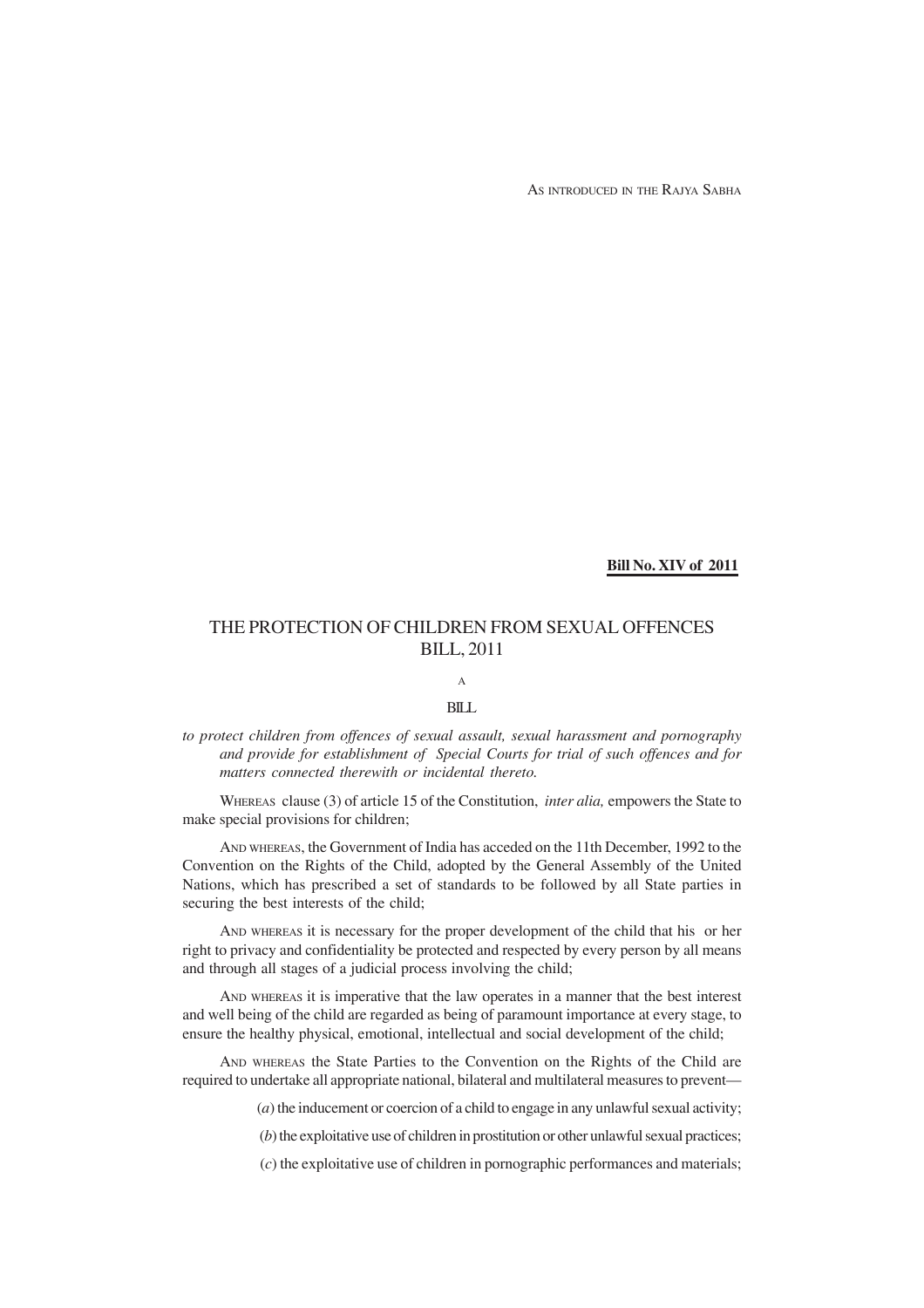AS INTRODUCED IN THE RAJYA SABHA

**Bill No. XIV of 2011**

# THE PROTECTION OF CHILDREN FROM SEXUAL OFFENCES BILL, 2011

A

BILL

*to protect children from offences of sexual assault, sexual harassment and pornography and provide for establishment of Special Courts for trial of such offences and for matters connected therewith or incidental thereto.*

WHEREAS clause (3) of article 15 of the Constitution, *inter alia,* empowers the State to make special provisions for children;

AND WHEREAS, the Government of India has acceded on the 11th December, 1992 to the Convention on the Rights of the Child, adopted by the General Assembly of the United Nations, which has prescribed a set of standards to be followed by all State parties in securing the best interests of the child;

AND WHEREAS it is necessary for the proper development of the child that his or her right to privacy and confidentiality be protected and respected by every person by all means and through all stages of a judicial process involving the child;

AND WHEREAS it is imperative that the law operates in a manner that the best interest and well being of the child are regarded as being of paramount importance at every stage, to ensure the healthy physical, emotional, intellectual and social development of the child;

AND WHEREAS the State Parties to the Convention on the Rights of the Child are required to undertake all appropriate national, bilateral and multilateral measures to prevent—

(*a*) the inducement or coercion of a child to engage in any unlawful sexual activity;

(*b*) the exploitative use of children in prostitution or other unlawful sexual practices;

(*c*) the exploitative use of children in pornographic performances and materials;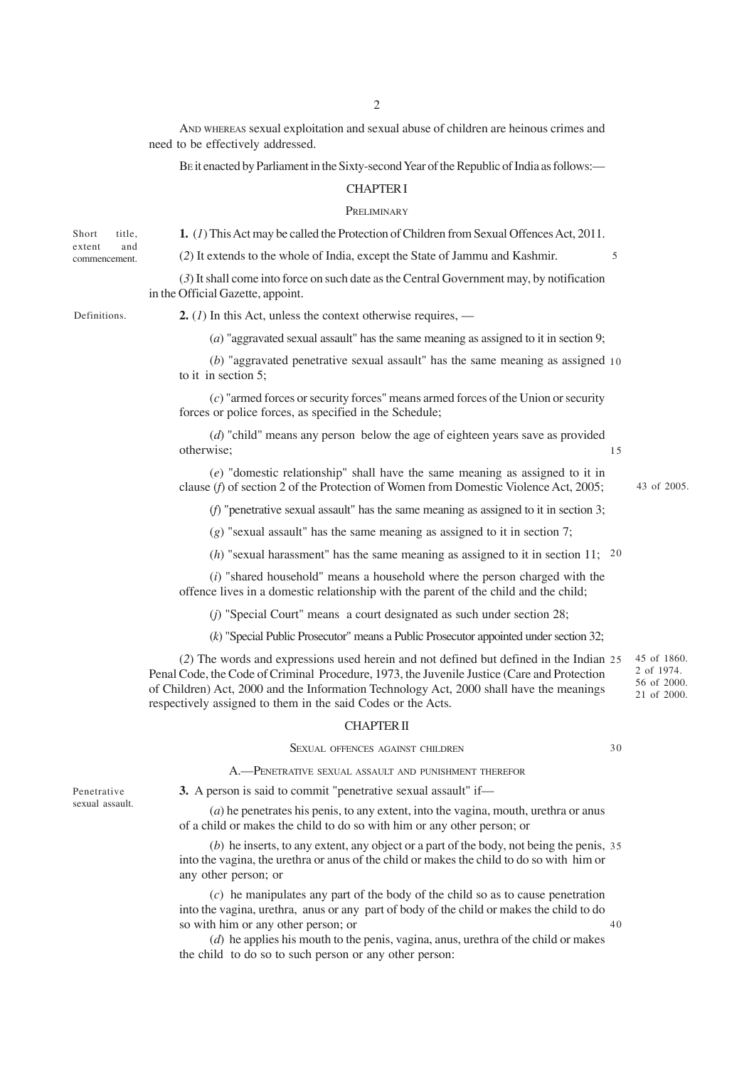AND WHEREAS sexual exploitation and sexual abuse of children are heinous crimes and need to be effectively addressed.

BE it enacted by Parliament in the Sixty-second Year of the Republic of India as follows:—

## CHAPTER I

### PRELIMINARY

*Short title, extent and commencement.*

**1.** (*1*) This Act may be called the Protection of Children from Sexual Offences Act, 2011.

(*2*) It extends to the whole of India, except the State of Jammu and Kashmir.

(*3*) It shall come into force on such date as the Central Government may, by notification in the Official Gazette, appoint.

*Definitions.*

**2.** (*1*) In this Act, unless the context otherwise requires, —

(*a*) "aggravated sexual assault" has the same meaning as assigned to it in section 9;

(*b*) "aggravated penetrative sexual assault" has the same meaning as assigned to it in section 5;

(*c*) "armed forces or security forces" means armed forces of the Union or security forces or police forces, as specified in the Schedule;

(*d*) "child" means any person below the age of eighteen years save as provided otherwise;

(*e*) "domestic relationship" shall have the same meaning as assigned to it in clause (*f*) of section 2 of the Protection of Women from Domestic Violence Act, 2005; *43 of 2005.*

(*f*) "penetrative sexual assault" has the same meaning as assigned to it in section 3;

(*g*) "sexual assault" has the same meaning as assigned to it in section 7;

(*h*) "sexual harassment" has the same meaning as assigned to it in section 11;

(*i*) "shared household" means a household where the person charged with the offence lives in a domestic relationship with the parent of the child and the child;

(*j*) "Special Court" means a court designated as such under section 28;

(*k*) "Special Public Prosecutor" means a Public Prosecutor appointed under section 32;

(*2*) The words and expressions used herein and not defined but defined in the Indian Penal Code, the Code of Criminal Procedure, 1973, the Juvenile Justice (Care and Protection of Children) Act, 2000 and the Information Technology Act, 2000 shall have the meanings respectively assigned to them in the said Codes or the Acts. *45 of 1860. 2 of 1974. 56 of 2000. 21 of 2000.*

## CHAPTER II

### SEXUAL OFFENCES AGAINST CHILDREN

#### A.—PENETRATIVE SEXUAL ASSAULT AND PUNISHMENT THEREFOR

*Penetrative sexual assault.*

**3.** A person is said to commit "penetrative sexual assault" if—

(*a*) he penetrates his penis, to any extent, into the vagina, mouth, urethra or anus of a child or makes the child to do so with him or any other person; or

(*b*) he inserts, to any extent, any object or a part of the body, not being the penis, into the vagina, the urethra or anus of the child or makes the child to do so with him or any other person; or

(*c*) he manipulates any part of the body of the child so as to cause penetration into the vagina, urethra, anus or any part of body of the child or makes the child to do so with him or any other person; or

(*d*) he applies his mouth to the penis, vagina, anus, urethra of the child or makes the child to do so to such person or any other person: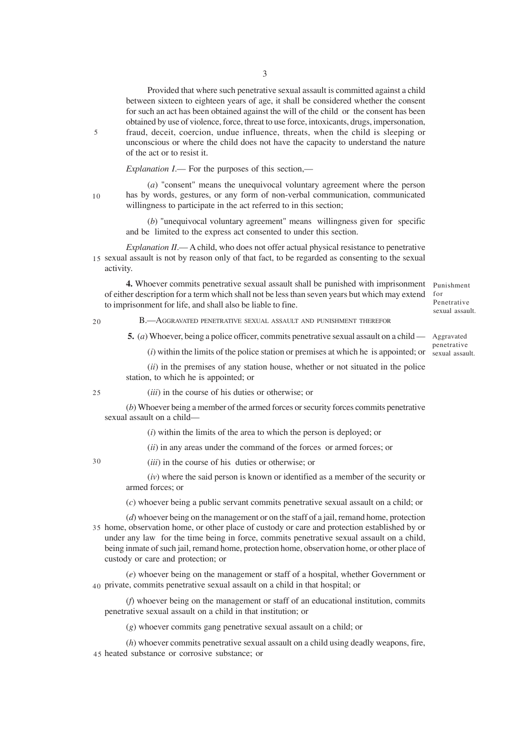Provided that where such penetrative sexual assault is committed against a child between sixteen to eighteen years of age, it shall be considered whether the consent for such an act has been obtained against the will of the child or the consent has been obtained by use of violence, force, threat to use force, intoxicants, drugs, impersonation, fraud, deceit, coercion, undue influence, threats, when the child is sleeping or unconscious or where the child does not have the capacity to understand the nature of the act or to resist it.

*Explanation I*.— For the purposes of this section,—

(*a*) "consent" means the unequivocal voluntary agreement where the person has by words, gestures, or any form of non-verbal communication, communicated willingness to participate in the act referred to in this section;

(*b*) "unequivocal voluntary agreement" means willingness given for specific and be limited to the express act consented to under this section.

*Explanation II*.— A child, who does not offer actual physical resistance to penetrative sexual assault is not by reason only of that fact, to be regarded as consenting to the sexual activity.

*Punishment for Penetrative sexual assault.*

**4.** Whoever commits penetrative sexual assault shall be punished with imprisonment of either description for a term which shall not be less than seven years but which may extend to imprisonment for life, and shall also be liable to fine.

### B.—AGGRAVATED PENETRATIVE SEXUAL ASSAULT AND PUNISHMENT THEREFOR

*Aggravated penetrative sexual assault.*

**5.** (*a*) Whoever, being a police officer, commits penetrative sexual assault on a child —

(*i*) within the limits of the police station or premises at which he is appointed; or

(*ii*) in the premises of any station house, whether or not situated in the police station, to which he is appointed; or

(*iii*) in the course of his duties or otherwise; or

(*b*) Whoever being a member of the armed forces or security forces commits penetrative sexual assault on a child—

(*i*) within the limits of the area to which the person is deployed; or

(*ii*) in any areas under the command of the forces or armed forces; or

(*iii*) in the course of his duties or otherwise; or

(*iv*) where the said person is known or identified as a member of the security or armed forces; or

(*c*) whoever being a public servant commits penetrative sexual assault on a child; or

(*d*) whoever being on the management or on the staff of a jail, remand home, protection home, observation home, or other place of custody or care and protection established by or under any law for the time being in force, commits penetrative sexual assault on a child, being inmate of such jail, remand home, protection home, observation home, or other place of custody or care and protection; or

(*e*) whoever being on the management or staff of a hospital, whether Government or private, commits penetrative sexual assault on a child in that hospital; or

(*f*) whoever being on the management or staff of an educational institution, commits penetrative sexual assault on a child in that institution; or

(*g*) whoever commits gang penetrative sexual assault on a child; or

(*h*) whoever commits penetrative sexual assault on a child using deadly weapons, fire, heated substance or corrosive substance; or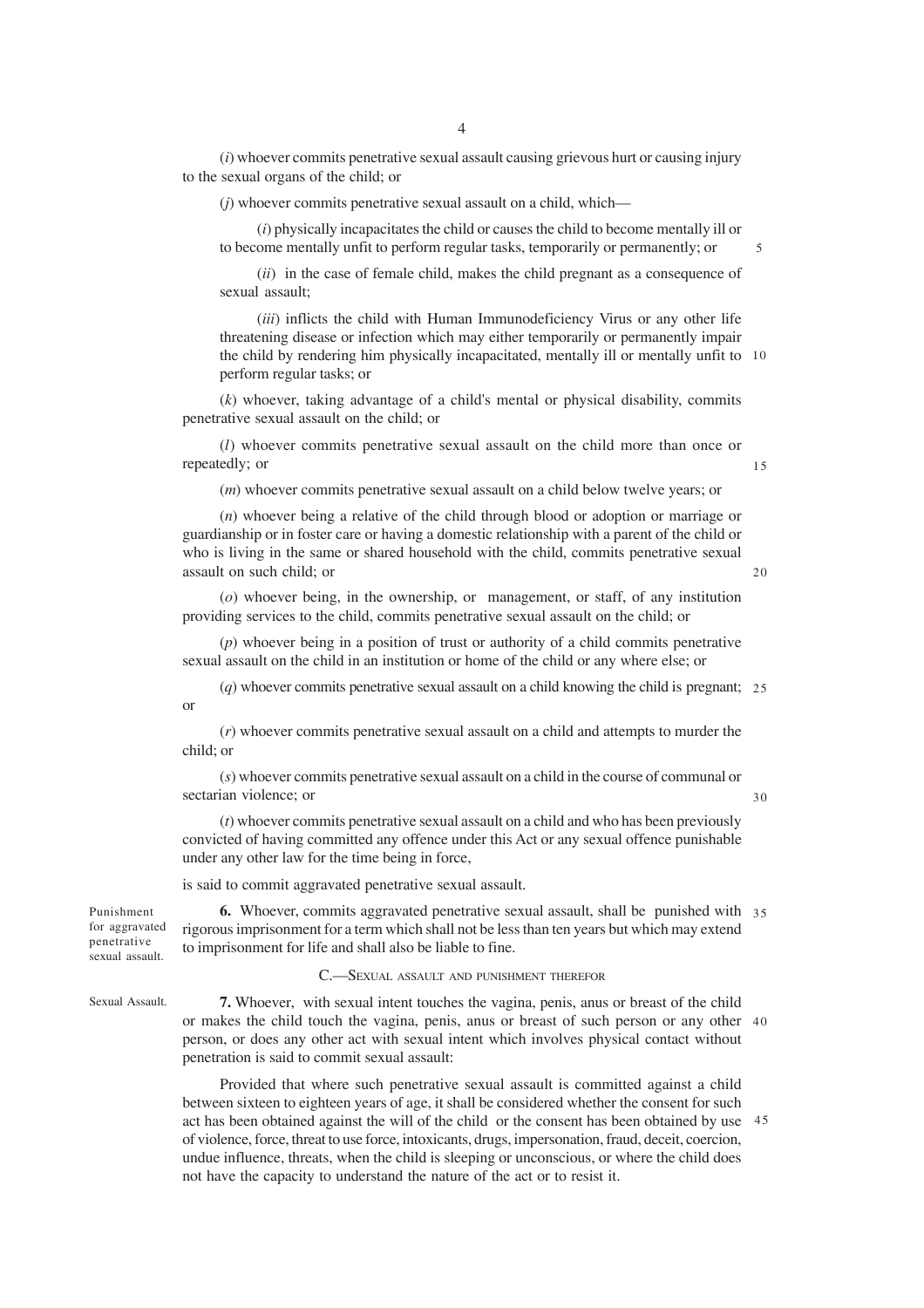(*i*) whoever commits penetrative sexual assault causing grievous hurt or causing injury to the sexual organs of the child; or

(*j*) whoever commits penetrative sexual assault on a child, which—

(*i*) physically incapacitates the child or causes the child to become mentally ill or to become mentally unfit to perform regular tasks, temporarily or permanently; or

(*ii*) in the case of female child, makes the child pregnant as a consequence of sexual assault;

(*iii*) inflicts the child with Human Immunodeficiency Virus or any other life threatening disease or infection which may either temporarily or permanently impair the child by rendering him physically incapacitated, mentally ill or mentally unfit to perform regular tasks; or

(*k*) whoever, taking advantage of a child's mental or physical disability, commits penetrative sexual assault on the child; or

(*l*) whoever commits penetrative sexual assault on the child more than once or repeatedly; or

(*m*) whoever commits penetrative sexual assault on a child below twelve years; or

(*n*) whoever being a relative of the child through blood or adoption or marriage or guardianship or in foster care or having a domestic relationship with a parent of the child or who is living in the same or shared household with the child, commits penetrative sexual assault on such child; or

(*o*) whoever being, in the ownership, or management, or staff, of any institution providing services to the child, commits penetrative sexual assault on the child; or

(*p*) whoever being in a position of trust or authority of a child commits penetrative sexual assault on the child in an institution or home of the child or any where else; or

(*q*) whoever commits penetrative sexual assault on a child knowing the child is pregnant; or

(*r*) whoever commits penetrative sexual assault on a child and attempts to murder the child; or

(*s*) whoever commits penetrative sexual assault on a child in the course of communal or sectarian violence; or

(*t*) whoever commits penetrative sexual assault on a child and who has been previously convicted of having committed any offence under this Act or any sexual offence punishable under any other law for the time being in force,

is said to commit aggravated penetrative sexual assault.

*Punishment for aggravated penetrative sexual assault.*

**6.** Whoever, commits aggravated penetrative sexual assault, shall be punished with rigorous imprisonment for a term which shall not be less than ten years but which may extend to imprisonment for life and shall also be liable to fine.

### C.—SEXUAL ASSAULT AND PUNISHMENT THEREFOR

*Sexual Assault.*

**7.** Whoever, with sexual intent touches the vagina, penis, anus or breast of the child or makes the child touch the vagina, penis, anus or breast of such person or any other person, or does any other act with sexual intent which involves physical contact without penetration is said to commit sexual assault:

Provided that where such penetrative sexual assault is committed against a child between sixteen to eighteen years of age, it shall be considered whether the consent for such act has been obtained against the will of the child or the consent has been obtained by use of violence, force, threat to use force, intoxicants, drugs, impersonation, fraud, deceit, coercion, undue influence, threats, when the child is sleeping or unconscious, or where the child does not have the capacity to understand the nature of the act or to resist it.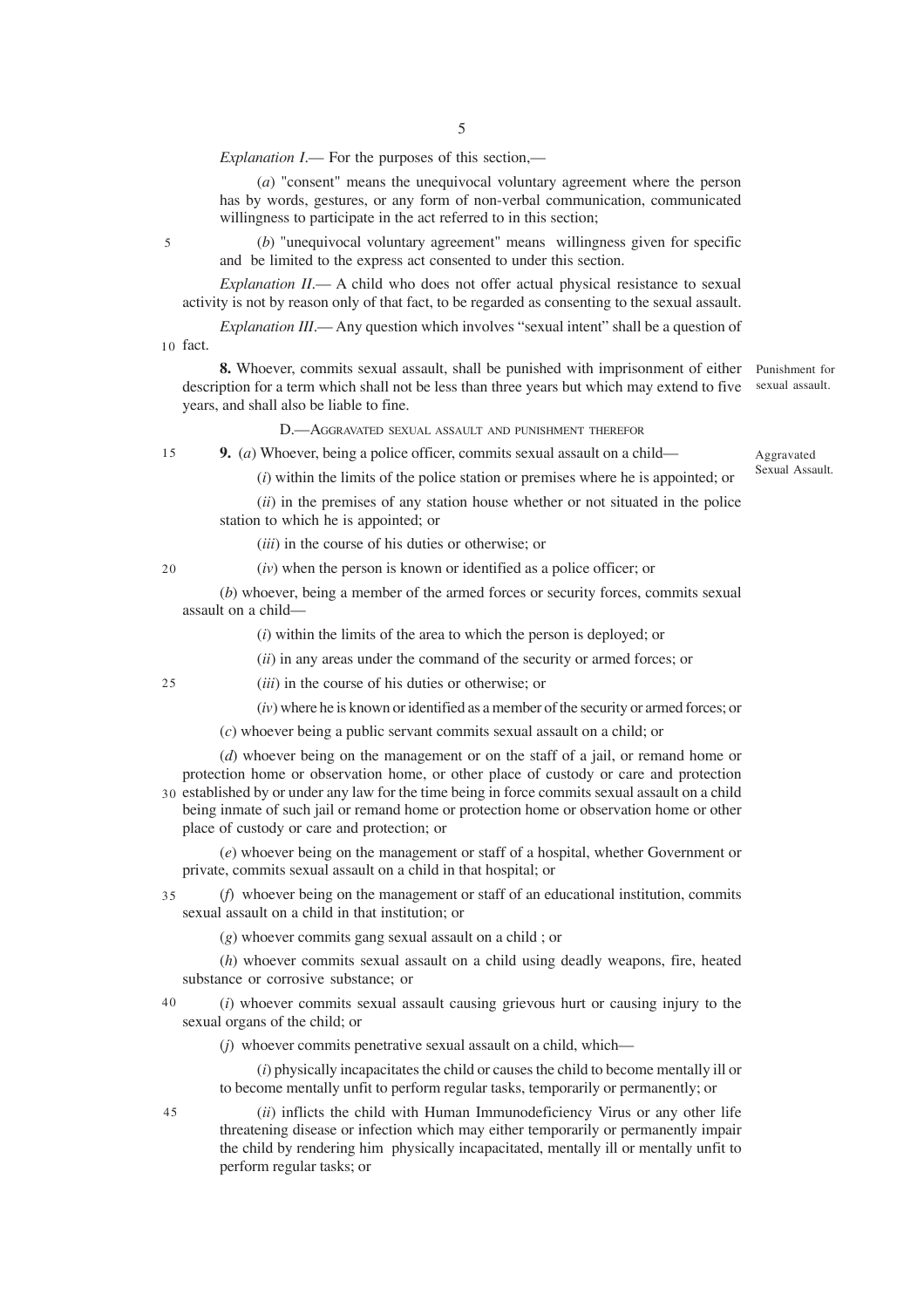*Explanation I*.— For the purposes of this section,—

(*a*) "consent" means the unequivocal voluntary agreement where the person has by words, gestures, or any form of non-verbal communication, communicated willingness to participate in the act referred to in this section;

(*b*) "unequivocal voluntary agreement" means willingness given for specific and be limited to the express act consented to under this section.

*Explanation II*.— A child who does not offer actual physical resistance to sexual activity is not by reason only of that fact, to be regarded as consenting to the sexual assault.

*Explanation III*.— Any question which involves "sexual intent" shall be a question of fact.

Punishment for sexual assault.

**8.** Whoever, commits sexual assault, shall be punished with imprisonment of either description for a term which shall not be less than three years but which may extend to five years, and shall also be liable to fine.

### D.—AGGRAVATED SEXUAL ASSAULT AND PUNISHMENT THEREFOR

Aggravated Sexual Assault.

**9.** (*a*) Whoever, being a police officer, commits sexual assault on a child—

(*i*) within the limits of the police station or premises where he is appointed; or

(*ii*) in the premises of any station house whether or not situated in the police station to which he is appointed; or

(*iii*) in the course of his duties or otherwise; or

(*iv*) when the person is known or identified as a police officer; or

(*b*) whoever, being a member of the armed forces or security forces, commits sexual assault on a child—

(*i*) within the limits of the area to which the person is deployed; or

(*ii*) in any areas under the command of the security or armed forces; or

(*iii*) in the course of his duties or otherwise; or

(*iv*) where he is known or identified as a member of the security or armed forces; or

(*c*) whoever being a public servant commits sexual assault on a child; or

(*d*) whoever being on the management or on the staff of a jail, or remand home or protection home or observation home, or other place of custody or care and protection established by or under any law for the time being in force commits sexual assault on a child being inmate of such jail or remand home or protection home or observation home or other place of custody or care and protection; or

(*e*) whoever being on the management or staff of a hospital, whether Government or private, commits sexual assault on a child in that hospital; or

(*f*) whoever being on the management or staff of an educational institution, commits sexual assault on a child in that institution; or

(*g*) whoever commits gang sexual assault on a child ; or

(*h*) whoever commits sexual assault on a child using deadly weapons, fire, heated substance or corrosive substance; or

(*i*) whoever commits sexual assault causing grievous hurt or causing injury to the sexual organs of the child; or

(*j*) whoever commits penetrative sexual assault on a child, which—

(*i*) physically incapacitates the child or causes the child to become mentally ill or to become mentally unfit to perform regular tasks, temporarily or permanently; or

(*ii*) inflicts the child with Human Immunodeficiency Virus or any other life threatening disease or infection which may either temporarily or permanently impair the child by rendering him physically incapacitated, mentally ill or mentally unfit to perform regular tasks; or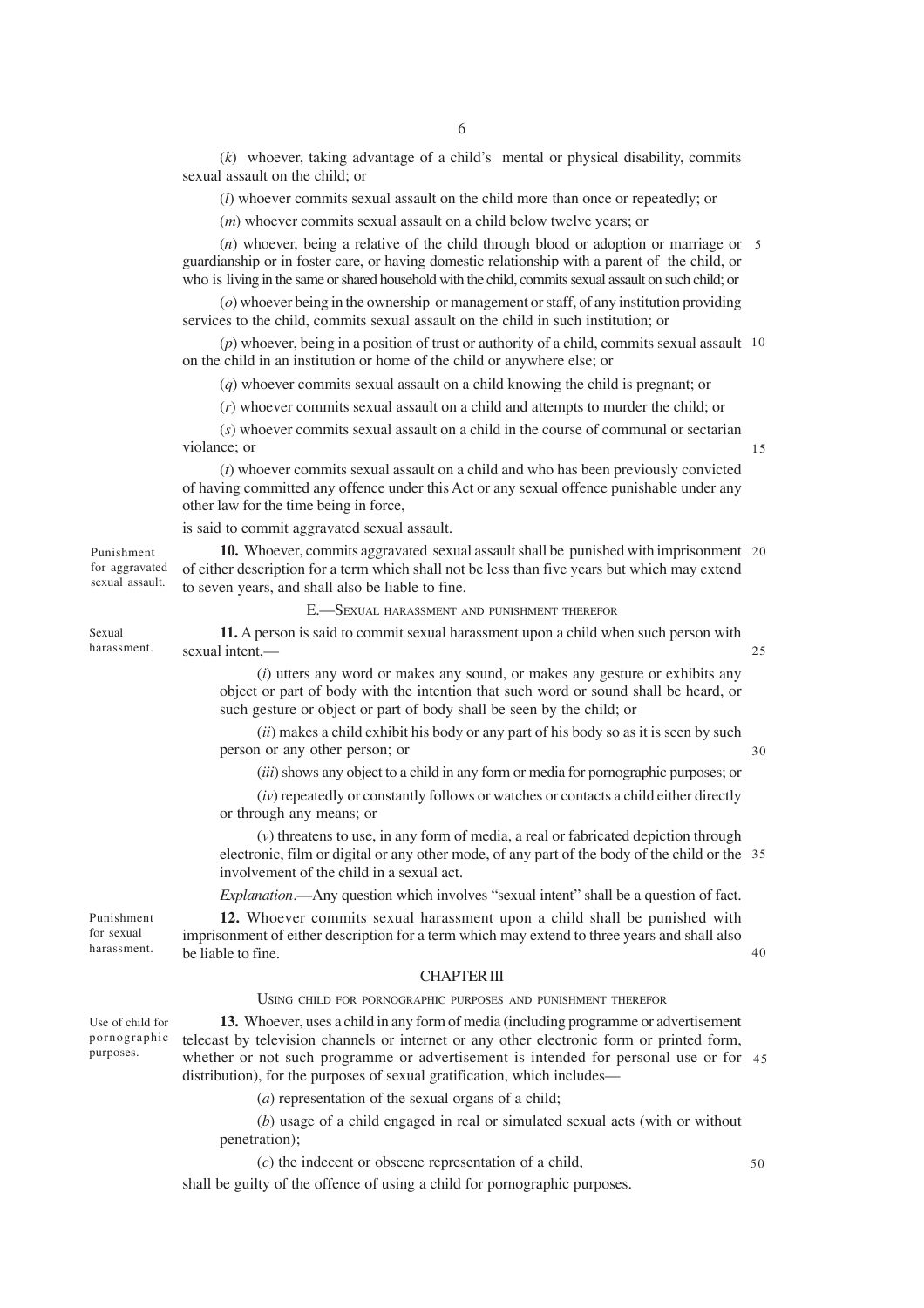(*k*) whoever, taking advantage of a child's mental or physical disability, commits sexual assault on the child; or

(*l*) whoever commits sexual assault on the child more than once or repeatedly; or

(*m*) whoever commits sexual assault on a child below twelve years; or

(*n*) whoever, being a relative of the child through blood or adoption or marriage or guardianship or in foster care, or having domestic relationship with a parent of the child, or who is living in the same or shared household with the child, commits sexual assault on such child; or

(*o*) whoever being in the ownership or management or staff, of any institution providing services to the child, commits sexual assault on the child in such institution; or

(*p*) whoever, being in a position of trust or authority of a child, commits sexual assault on the child in an institution or home of the child or anywhere else; or

(*q*) whoever commits sexual assault on a child knowing the child is pregnant; or

(*r*) whoever commits sexual assault on a child and attempts to murder the child; or

(*s*) whoever commits sexual assault on a child in the course of communal or sectarian violance; or

(*t*) whoever commits sexual assault on a child and who has been previously convicted of having committed any offence under this Act or any sexual offence punishable under any other law for the time being in force,

is said to commit aggravated sexual assault.

Punishment for aggravated sexual assault.

**10.** Whoever, commits aggravated sexual assault shall be punished with imprisonment of either description for a term which shall not be less than five years but which may extend to seven years, and shall also be liable to fine.

### E.—SEXUAL HARASSMENT AND PUNISHMENT THEREFOR

Sexual harassment.

**11.** A person is said to commit sexual harassment upon a child when such person with sexual intent,—

(*i*) utters any word or makes any sound, or makes any gesture or exhibits any object or part of body with the intention that such word or sound shall be heard, or such gesture or object or part of body shall be seen by the child; or

(*ii*) makes a child exhibit his body or any part of his body so as it is seen by such person or any other person; or

(*iii*) shows any object to a child in any form or media for pornographic purposes; or

(*iv*) repeatedly or constantly follows or watches or contacts a child either directly or through any means; or

(*v*) threatens to use, in any form of media, a real or fabricated depiction through electronic, film or digital or any other mode, of any part of the body of the child or the involvement of the child in a sexual act.

*Explanation*.—Any question which involves "sexual intent" shall be a question of fact.

Punishment for sexual harassment.

**12.** Whoever commits sexual harassment upon a child shall be punished with imprisonment of either description for a term which may extend to three years and shall also be liable to fine.

## CHAPTER III

### USING CHILD FOR PORNOGRAPHIC PURPOSES AND PUNISHMENT THEREFOR

Use of child for pornographic purposes.

**13.** Whoever, uses a child in any form of media (including programme or advertisement telecast by television channels or internet or any other electronic form or printed form, whether or not such programme or advertisement is intended for personal use or for distribution), for the purposes of sexual gratification, which includes—

(*a*) representation of the sexual organs of a child;

(*b*) usage of a child engaged in real or simulated sexual acts (with or without penetration);

(*c*) the indecent or obscene representation of a child,

shall be guilty of the offence of using a child for pornographic purposes.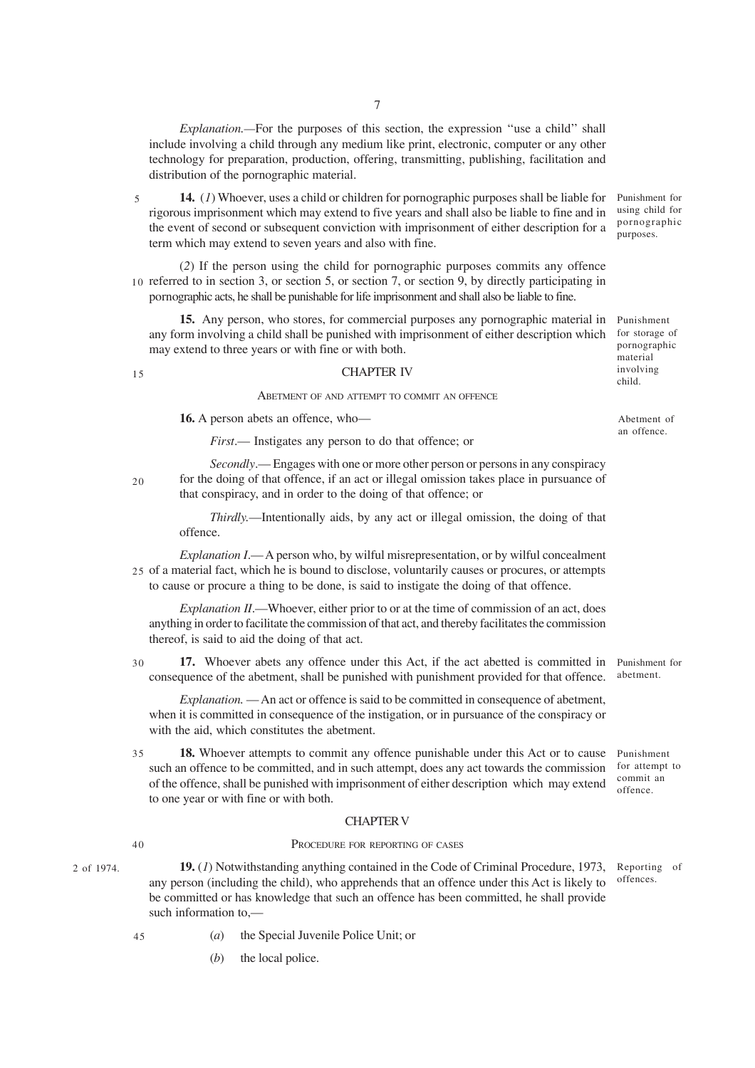*Explanation.*—For the purposes of this section, the expression "use a child" shall include involving a child through any medium like print, electronic, computer or any other technology for preparation, production, offering, transmitting, publishing, facilitation and distribution of the pornographic material.

Punishment for using child for pornographic purposes.

**14.** (*1*) Whoever, uses a child or children for pornographic purposes shall be liable for rigorous imprisonment which may extend to five years and shall also be liable to fine and in the event of second or subsequent conviction with imprisonment of either description for a term which may extend to seven years and also with fine.

(*2*) If the person using the child for pornographic purposes commits any offence referred to in section 3, or section 5, or section 7, or section 9, by directly participating in pornographic acts, he shall be punishable for life imprisonment and shall also be liable to fine.

Punishment for storage of pornographic material involving child.

**15.** Any person, who stores, for commercial purposes any pornographic material in any form involving a child shall be punished with imprisonment of either description which may extend to three years or with fine or with both.

## CHAPTER IV

### ABETMENT OF AND ATTEMPT TO COMMIT AN OFFENCE

Abetment of an offence.

**16.** A person abets an offence, who—

*First*.— Instigates any person to do that offence; or

*Secondly*.— Engages with one or more other person or persons in any conspiracy for the doing of that offence, if an act or illegal omission takes place in pursuance of that conspiracy, and in order to the doing of that offence; or

*Thirdly.*—Intentionally aids, by any act or illegal omission, the doing of that offence.

*Explanation I*.— A person who, by wilful misrepresentation, or by wilful concealment of a material fact, which he is bound to disclose, voluntarily causes or procures, or attempts to cause or procure a thing to be done, is said to instigate the doing of that offence.

*Explanation II*.—Whoever, either prior to or at the time of commission of an act, does anything in order to facilitate the commission of that act, and thereby facilitates the commission thereof, is said to aid the doing of that act.

Punishment for abetment.

**17.** Whoever abets any offence under this Act, if the act abetted is committed in consequence of the abetment, shall be punished with punishment provided for that offence.

*Explanation.* — An act or offence is said to be committed in consequence of abetment, when it is committed in consequence of the instigation, or in pursuance of the conspiracy or with the aid, which constitutes the abetment.

Punishment for attempt to commit an offence.

**18.** Whoever attempts to commit any offence punishable under this Act or to cause such an offence to be committed, and in such attempt, does any act towards the commission of the offence, shall be punished with imprisonment of either description which may extend to one year or with fine or with both.

## CHAPTER V

### PROCEDURE FOR REPORTING OF CASES

Reporting of offences.

2 of 1974.

**19.** (*1*) Notwithstanding anything contained in the Code of Criminal Procedure, 1973, any person (including the child), who apprehends that an offence under this Act is likely to be committed or has knowledge that such an offence has been committed, he shall provide such information to,—

(*a*) the Special Juvenile Police Unit; or

(*b*) the local police.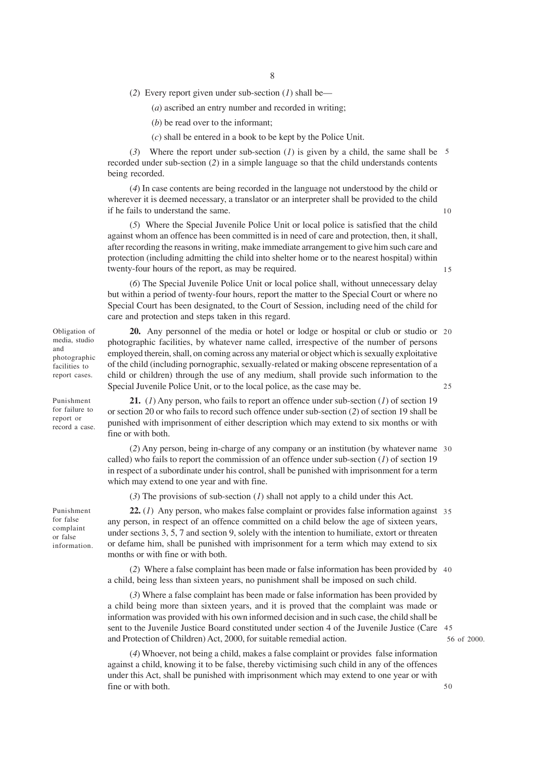(*2*) Every report given under sub-section (*1*) shall be—

(*a*) ascribed an entry number and recorded in writing;

(*b*) be read over to the informant;

(*c*) shall be entered in a book to be kept by the Police Unit.

(*3*) Where the report under sub-section (*1*) is given by a child, the same shall be recorded under sub-section (*2*) in a simple language so that the child understands contents being recorded.

(*4*) In case contents are being recorded in the language not understood by the child or wherever it is deemed necessary, a translator or an interpreter shall be provided to the child if he fails to understand the same.

(*5*) Where the Special Juvenile Police Unit or local police is satisfied that the child against whom an offence has been committed is in need of care and protection, then, it shall, after recording the reasons in writing, make immediate arrangement to give him such care and protection (including admitting the child into shelter home or to the nearest hospital) within twenty-four hours of the report, as may be required.

(*6*) The Special Juvenile Police Unit or local police shall, without unnecessary delay but within a period of twenty-four hours, report the matter to the Special Court or where no Special Court has been designated, to the Court of Session, including need of the child for care and protection and steps taken in this regard.

Obligation of media, studio and photographic facilities to report cases.

**20.** Any personnel of the media or hotel or lodge or hospital or club or studio or photographic facilities, by whatever name called, irrespective of the number of persons employed therein, shall, on coming across any material or object which is sexually exploitative of the child (including pornographic, sexually-related or making obscene representation of a child or children) through the use of any medium, shall provide such information to the Special Juvenile Police Unit, or to the local police, as the case may be.

Punishment for failure to report or record a case.

**21.** (*1*) Any person, who fails to report an offence under sub-section (*1*) of section 19 or section 20 or who fails to record such offence under sub-section (*2*) of section 19 shall be punished with imprisonment of either description which may extend to six months or with fine or with both.

(*2*) Any person, being in-charge of any company or an institution (by whatever name called) who fails to report the commission of an offence under sub-section (*1*) of section 19 in respect of a subordinate under his control, shall be punished with imprisonment for a term which may extend to one year and with fine.

(*3*) The provisions of sub-section (*1*) shall not apply to a child under this Act.

Punishment for false complaint or false information.

**22.** (*1*) Any person, who makes false complaint or provides false information against any person, in respect of an offence committed on a child below the age of sixteen years, under sections 3, 5, 7 and section 9, solely with the intention to humiliate, extort or threaten or defame him, shall be punished with imprisonment for a term which may extend to six months or with fine or with both.

(*2*) Where a false complaint has been made or false information has been provided by a child, being less than sixteen years, no punishment shall be imposed on such child.

(*3*) Where a false complaint has been made or false information has been provided by a child being more than sixteen years, and it is proved that the complaint was made or information was provided with his own informed decision and in such case, the child shall be sent to the Juvenile Justice Board constituted under section 4 of the Juvenile Justice (Care and Protection of Children) Act, 2000, for suitable remedial action.

56 of 2000.

(*4*) Whoever, not being a child, makes a false complaint or provides false information against a child, knowing it to be false, thereby victimising such child in any of the offences under this Act, shall be punished with imprisonment which may extend to one year or with fine or with both.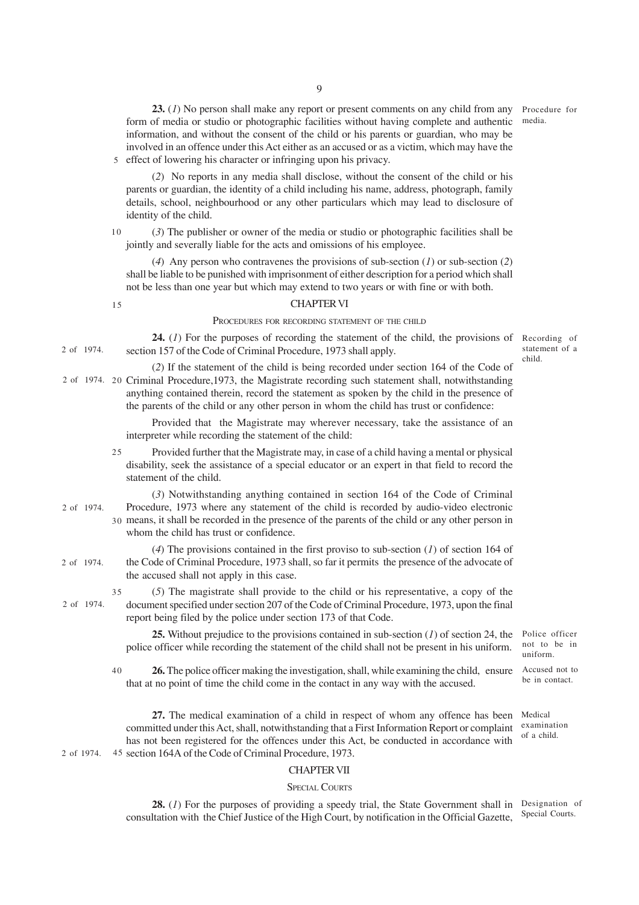**23.** (*1*) No person shall make any report or present comments on any child from any form of media or studio or photographic facilities without having complete and authentic information, and without the consent of the child or his parents or guardian, who may be involved in an offence under this Act either as an accused or as a victim, which may have the effect of lowering his character or infringing upon his privacy.

Procedure for media.

(*2*) No reports in any media shall disclose, without the consent of the child or his parents or guardian, the identity of a child including his name, address, photograph, family details, school, neighbourhood or any other particulars which may lead to disclosure of identity of the child.

(*3*) The publisher or owner of the media or studio or photographic facilities shall be jointly and severally liable for the acts and omissions of his employee.

(*4*) Any person who contravenes the provisions of sub-section (*1*) or sub-section (*2*) shall be liable to be punished with imprisonment of either description for a period which shall not be less than one year but which may extend to two years or with fine or with both.

## CHAPTER VI

### PROCEDURES FOR RECORDING STATEMENT OF THE CHILD

**24.** (*1*) For the purposes of recording the statement of the child, the provisions of section 157 of the Code of Criminal Procedure, 1973 shall apply.

Recording of statement of a child.

2 of 1974.

(*2*) If the statement of the child is being recorded under section 164 of the Code of Criminal Procedure,1973, the Magistrate recording such statement shall, notwithstanding anything contained therein, record the statement as spoken by the child in the presence of the parents of the child or any other person in whom the child has trust or confidence:

2 of 1974.

Provided that the Magistrate may wherever necessary, take the assistance of an interpreter while recording the statement of the child:

Provided further that the Magistrate may, in case of a child having a mental or physical disability, seek the assistance of a special educator or an expert in that field to record the statement of the child.

(*3*) Notwithstanding anything contained in section 164 of the Code of Criminal Procedure, 1973 where any statement of the child is recorded by audio-video electronic means, it shall be recorded in the presence of the parents of the child or any other person in whom the child has trust or confidence.

2 of 1974.

(*4*) The provisions contained in the first proviso to sub-section (*1*) of section 164 of the Code of Criminal Procedure, 1973 shall, so far it permits the presence of the advocate of the accused shall not apply in this case.

2 of 1974.

(*5*) The magistrate shall provide to the child or his representative, a copy of the document specified under section 207 of the Code of Criminal Procedure, 1973, upon the final report being filed by the police under section 173 of that Code.

2 of 1974.

**25.** Without prejudice to the provisions contained in sub-section (*1*) of section 24, the police officer while recording the statement of the child shall not be present in his uniform.

Police officer not to be in uniform.

**26.** The police officer making the investigation, shall, while examining the child, ensure that at no point of time the child come in the contact in any way with the accused.

Accused not to be in contact.

**27.** The medical examination of a child in respect of whom any offence has been committed under this Act, shall, notwithstanding that a First Information Report or complaint has not been registered for the offences under this Act, be conducted in accordance with section 164A of the Code of Criminal Procedure, 1973.

Medical examination of a child.

2 of 1974.

## CHAPTER VII

### SPECIAL COURTS

**28.** (*1*) For the purposes of providing a speedy trial, the State Government shall in consultation with the Chief Justice of the High Court, by notification in the Official Gazette,

Designation of Special Courts.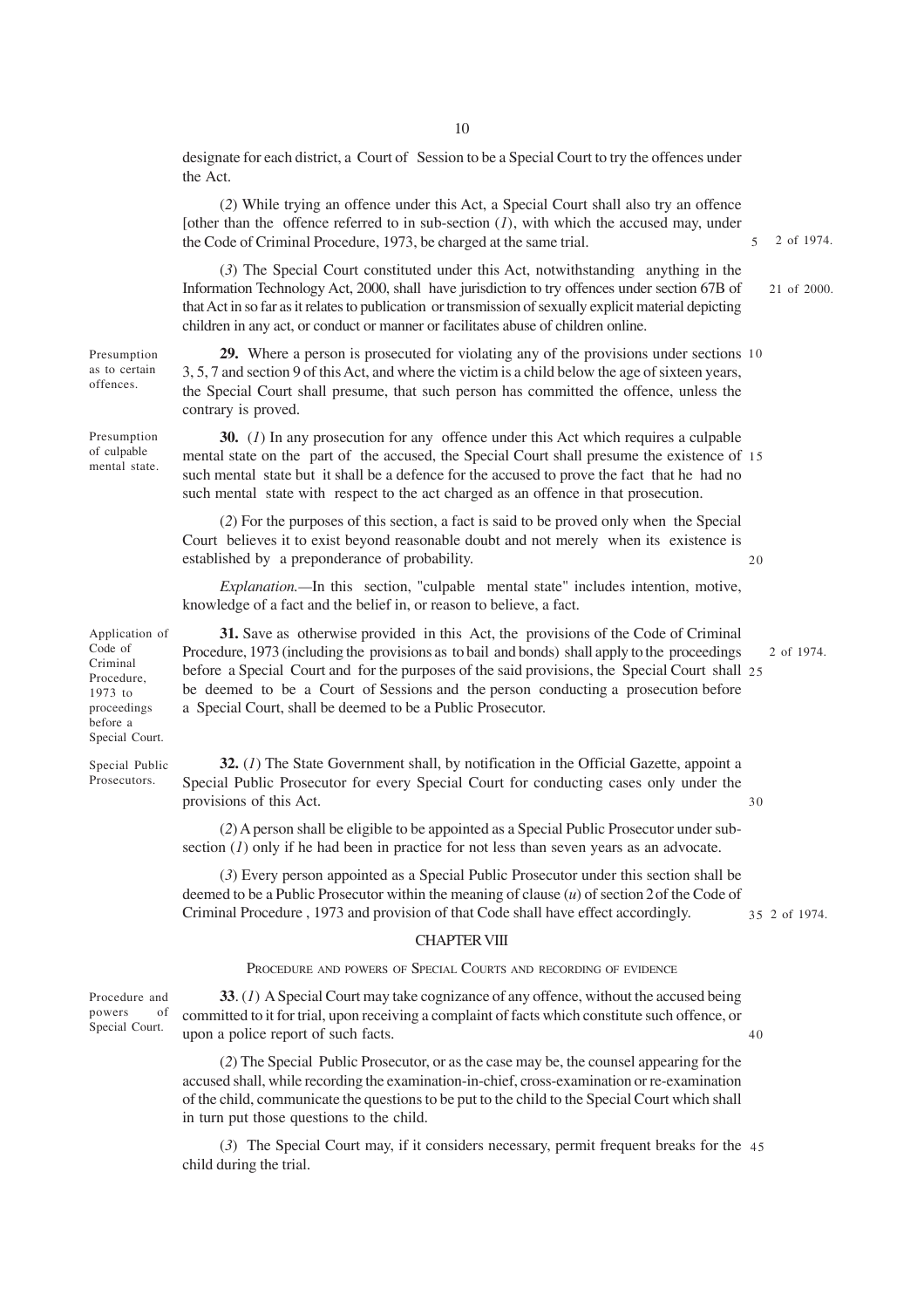designate for each district, a Court of Session to be a Special Court to try the offences under the Act.

(*2*) While trying an offence under this Act, a Special Court shall also try an offence [other than the offence referred to in sub-section (*1*), with which the accused may, under the Code of Criminal Procedure, 1973, be charged at the same trial. 2 of 1974.

(*3*) The Special Court constituted under this Act, notwithstanding anything in the Information Technology Act, 2000, shall have jurisdiction to try offences under section 67B of that Act in so far as it relates to publication or transmission of sexually explicit material depicting children in any act, or conduct or manner or facilitates abuse of children online. 21 of 2000.

Presumption as to certain offences.

**29.** Where a person is prosecuted for violating any of the provisions under sections 3, 5, 7 and section 9 of this Act, and where the victim is a child below the age of sixteen years, the Special Court shall presume, that such person has committed the offence, unless the contrary is proved.

Presumption of culpable mental state.

**30.** (*1*) In any prosecution for any offence under this Act which requires a culpable mental state on the part of the accused, the Special Court shall presume the existence of such mental state but it shall be a defence for the accused to prove the fact that he had no such mental state with respect to the act charged as an offence in that prosecution.

(*2*) For the purposes of this section, a fact is said to be proved only when the Special Court believes it to exist beyond reasonable doubt and not merely when its existence is established by a preponderance of probability.

*Explanation.*—In this section, "culpable mental state" includes intention, motive, knowledge of a fact and the belief in, or reason to believe, a fact.

Application of Code of Criminal Procedure, 1973 to proceedings before a Special Court.

**31.** Save as otherwise provided in this Act, the provisions of the Code of Criminal Procedure, 1973 (including the provisions as to bail and bonds) shall apply to the proceedings before a Special Court and for the purposes of the said provisions, the Special Court shall be deemed to be a Court of Sessions and the person conducting a prosecution before a Special Court, shall be deemed to be a Public Prosecutor. 2 of 1974.

Special Public Prosecutors.

**32.** (*1*) The State Government shall, by notification in the Official Gazette, appoint a Special Public Prosecutor for every Special Court for conducting cases only under the provisions of this Act.

(*2*) A person shall be eligible to be appointed as a Special Public Prosecutor under sub-section (*1*) only if he had been in practice for not less than seven years as an advocate.

(*3*) Every person appointed as a Special Public Prosecutor under this section shall be deemed to be a Public Prosecutor within the meaning of clause (*u*) of section 2 of the Code of Criminal Procedure , 1973 and provision of that Code shall have effect accordingly. 2 of 1974.

## CHAPTER VIII

### PROCEDURE AND POWERS OF SPECIAL COURTS AND RECORDING OF EVIDENCE

Procedure and powers of Special Court.

**33**. (*1*) A Special Court may take cognizance of any offence, without the accused being committed to it for trial, upon receiving a complaint of facts which constitute such offence, or upon a police report of such facts.

(*2*) The Special Public Prosecutor, or as the case may be, the counsel appearing for the accused shall, while recording the examination-in-chief, cross-examination or re-examination of the child, communicate the questions to be put to the child to the Special Court which shall in turn put those questions to the child.

(*3*) The Special Court may, if it considers necessary, permit frequent breaks for the child during the trial.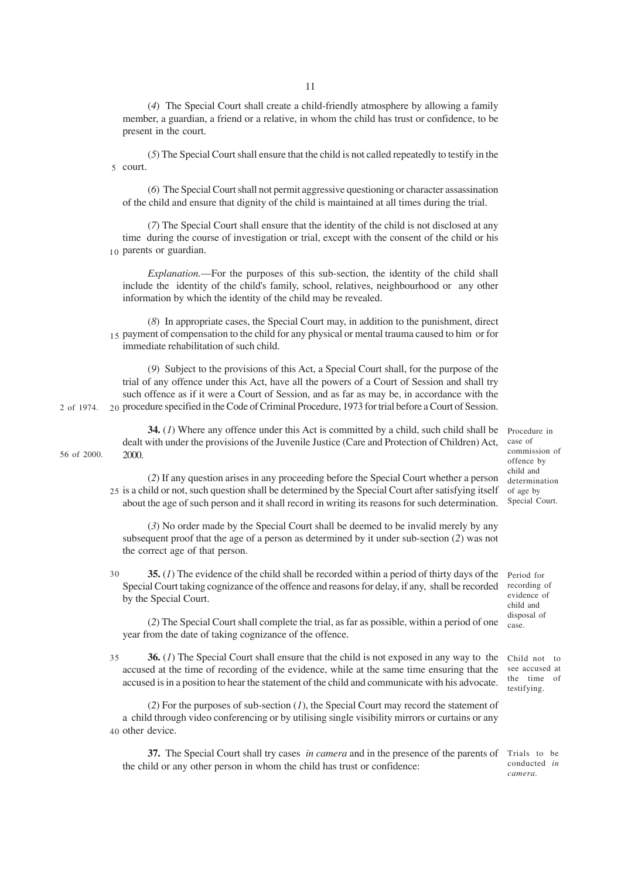(*4*) The Special Court shall create a child-friendly atmosphere by allowing a family member, a guardian, a friend or a relative, in whom the child has trust or confidence, to be present in the court.

(*5*) The Special Court shall ensure that the child is not called repeatedly to testify in the court.

(*6*) The Special Court shall not permit aggressive questioning or character assassination of the child and ensure that dignity of the child is maintained at all times during the trial.

(*7*) The Special Court shall ensure that the identity of the child is not disclosed at any time during the course of investigation or trial, except with the consent of the child or his parents or guardian.

*Explanation.*—For the purposes of this sub-section, the identity of the child shall include the identity of the child's family, school, relatives, neighbourhood or any other information by which the identity of the child may be revealed.

(*8*) In appropriate cases, the Special Court may, in addition to the punishment, direct payment of compensation to the child for any physical or mental trauma caused to him or for immediate rehabilitation of such child.

(*9*) Subject to the provisions of this Act, a Special Court shall, for the purpose of the trial of any offence under this Act, have all the powers of a Court of Session and shall try such offence as if it were a Court of Session, and as far as may be, in accordance with the procedure specified in the Code of Criminal Procedure, 1973 for trial before a Court of Session. (2 of 1974.)

*Procedure in case of commission of offence by child and determination of age by Special Court.*

**34.** (*1*) Where any offence under this Act is committed by a child, such child shall be dealt with under the provisions of the Juvenile Justice (Care and Protection of Children) Act, 2000. (56 of 2000.)

(*2*) If any question arises in any proceeding before the Special Court whether a person is a child or not, such question shall be determined by the Special Court after satisfying itself about the age of such person and it shall record in writing its reasons for such determination.

(*3*) No order made by the Special Court shall be deemed to be invalid merely by any subsequent proof that the age of a person as determined by it under sub-section (*2*) was not the correct age of that person.

*Period for recording of evidence of child and disposal of case.*

**35.** (*1*) The evidence of the child shall be recorded within a period of thirty days of the Special Court taking cognizance of the offence and reasons for delay, if any, shall be recorded by the Special Court.

(*2*) The Special Court shall complete the trial, as far as possible, within a period of one year from the date of taking cognizance of the offence.

*Child not to see accused at the time of testifying.*

**36.** (*1*) The Special Court shall ensure that the child is not exposed in any way to the accused at the time of recording of the evidence, while at the same time ensuring that the accused is in a position to hear the statement of the child and communicate with his advocate.

(*2*) For the purposes of sub-section (*1*), the Special Court may record the statement of a child through video conferencing or by utilising single visibility mirrors or curtains or any other device.

*Trials to be conducted in camera.*

**37.** The Special Court shall try cases *in camera* and in the presence of the parents of the child or any other person in whom the child has trust or confidence: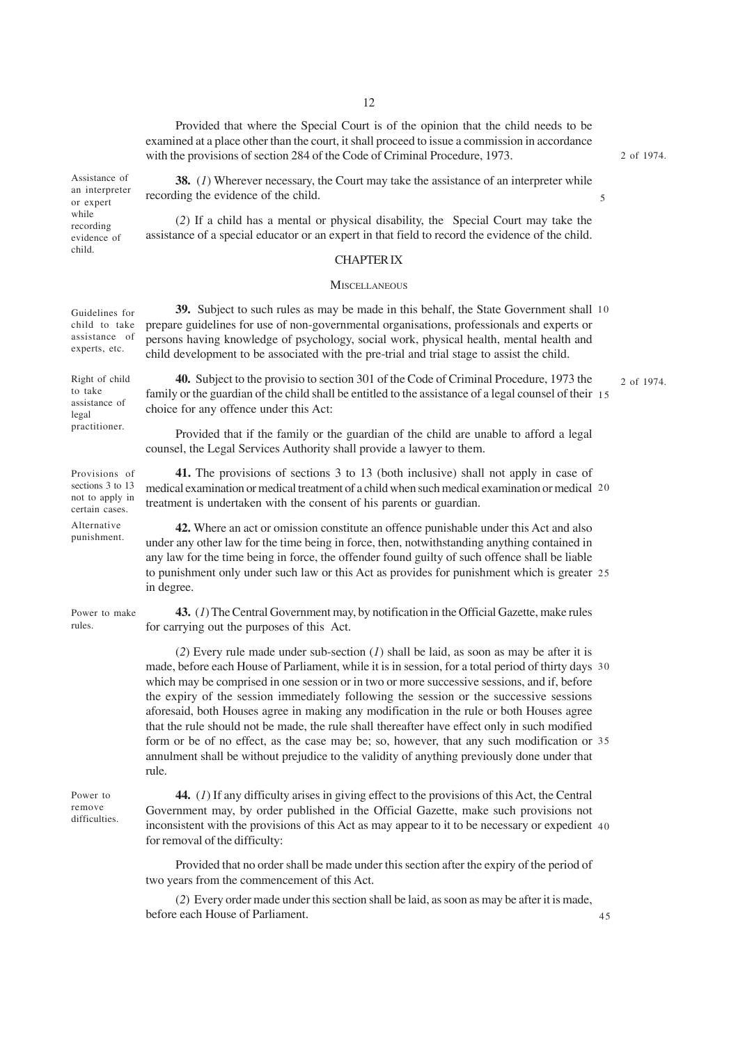Provided that where the Special Court is of the opinion that the child needs to be examined at a place other than the court, it shall proceed to issue a commission in accordance with the provisions of section 284 of the Code of Criminal Procedure, 1973. (2 of 1974.)

**Assistance of an interpreter or expert while recording evidence of child.**

**38.** (*1*) Wherever necessary, the Court may take the assistance of an interpreter while recording the evidence of the child.

(*2*) If a child has a mental or physical disability, the Special Court may take the assistance of a special educator or an expert in that field to record the evidence of the child.

## CHAPTER IX

### MISCELLANEOUS

**Guidelines for child to take assistance of experts, etc.**

**39.** Subject to such rules as may be made in this behalf, the State Government shall prepare guidelines for use of non-governmental organisations, professionals and experts or persons having knowledge of psychology, social work, physical health, mental health and child development to be associated with the pre-trial and trial stage to assist the child.

**Right of child to take assistance of legal practitioner.**

**40.** Subject to the provisio to section 301 of the Code of Criminal Procedure, 1973 the family or the guardian of the child shall be entitled to the assistance of a legal counsel of their choice for any offence under this Act: (2 of 1974.)

Provided that if the family or the guardian of the child are unable to afford a legal counsel, the Legal Services Authority shall provide a lawyer to them.

**Provisions of sections 3 to 13 not to apply in certain cases.**

**41.** The provisions of sections 3 to 13 (both inclusive) shall not apply in case of medical examination or medical treatment of a child when such medical examination or medical treatment is undertaken with the consent of his parents or guardian.

**Alternative punishment.**

**42.** Where an act or omission constitute an offence punishable under this Act and also under any other law for the time being in force, then, notwithstanding anything contained in any law for the time being in force, the offender found guilty of such offence shall be liable to punishment only under such law or this Act as provides for punishment which is greater in degree.

**Power to make rules.**

**43.** (*1*) The Central Government may, by notification in the Official Gazette, make rules for carrying out the purposes of this Act.

(*2*) Every rule made under sub-section (*1*) shall be laid, as soon as may be after it is made, before each House of Parliament, while it is in session, for a total period of thirty days which may be comprised in one session or in two or more successive sessions, and if, before the expiry of the session immediately following the session or the successive sessions aforesaid, both Houses agree in making any modification in the rule or both Houses agree that the rule should not be made, the rule shall thereafter have effect only in such modified form or be of no effect, as the case may be; so, however, that any such modification or annulment shall be without prejudice to the validity of anything previously done under that rule.

**Power to remove difficulties.**

**44.** (*1*) If any difficulty arises in giving effect to the provisions of this Act, the Central Government may, by order published in the Official Gazette, make such provisions not inconsistent with the provisions of this Act as may appear to it to be necessary or expedient for removal of the difficulty:

Provided that no order shall be made under this section after the expiry of the period of two years from the commencement of this Act.

(*2*) Every order made under this section shall be laid, as soon as may be after it is made, before each House of Parliament.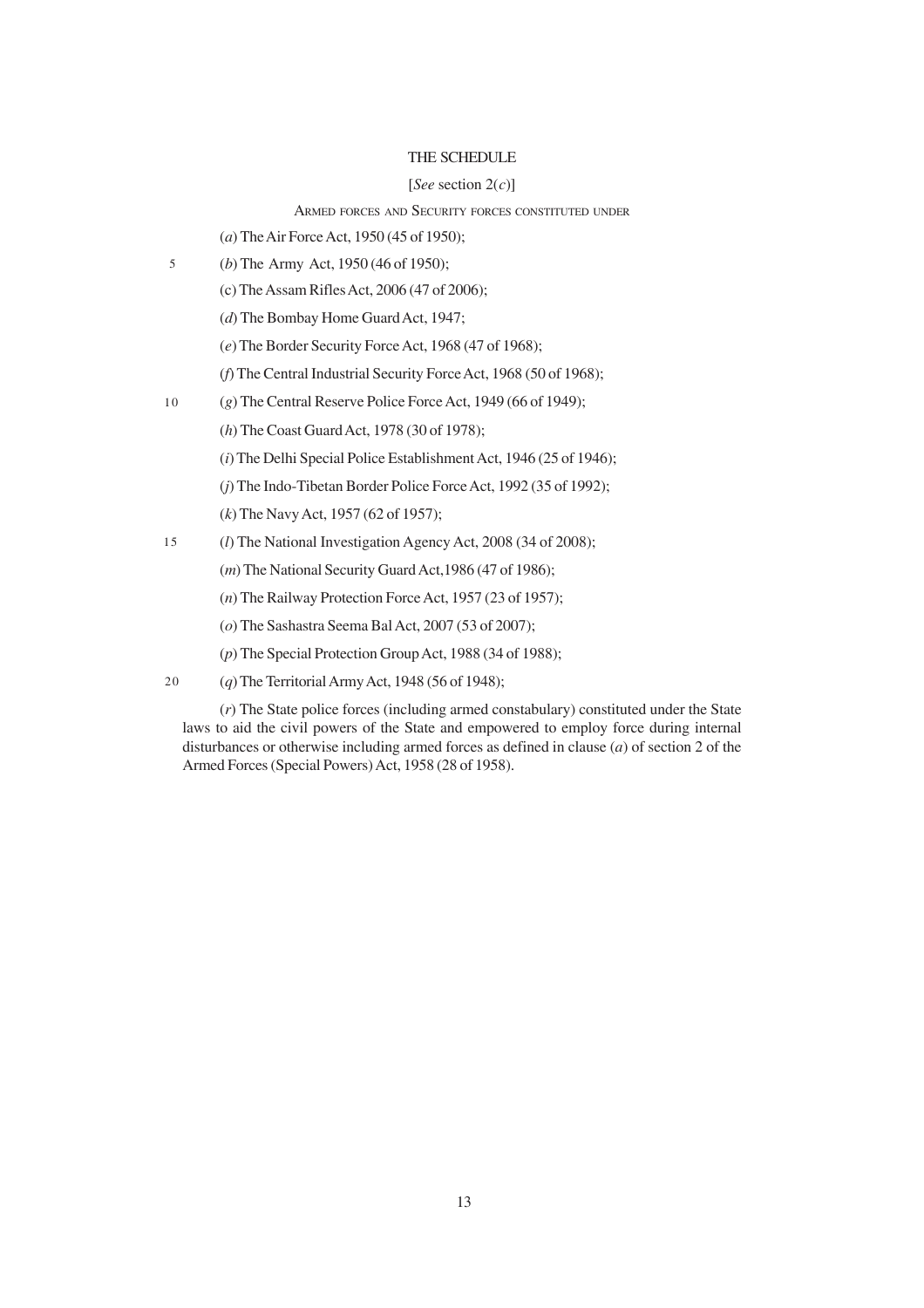# THE SCHEDULE

[*See* section 2(*c*)]

ARMED FORCES AND SECURITY FORCES CONSTITUTED UNDER

(*a*) The Air Force Act, 1950 (45 of 1950);

(*b*) The Army Act, 1950 (46 of 1950);

(c) The Assam Rifles Act, 2006 (47 of 2006);

(*d*) The Bombay Home Guard Act, 1947;

(*e*) The Border Security Force Act, 1968 (47 of 1968);

(*f*) The Central Industrial Security Force Act, 1968 (50 of 1968);

(*g*) The Central Reserve Police Force Act, 1949 (66 of 1949);

(*h*) The Coast Guard Act, 1978 (30 of 1978);

(*i*) The Delhi Special Police Establishment Act, 1946 (25 of 1946);

(*j*) The Indo-Tibetan Border Police Force Act, 1992 (35 of 1992);

(*k*) The Navy Act, 1957 (62 of 1957);

(*l*) The National Investigation Agency Act, 2008 (34 of 2008);

(*m*) The National Security Guard Act,1986 (47 of 1986);

(*n*) The Railway Protection Force Act, 1957 (23 of 1957);

(*o*) The Sashastra Seema Bal Act, 2007 (53 of 2007);

(*p*) The Special Protection Group Act, 1988 (34 of 1988);

(*q*) The Territorial Army Act, 1948 (56 of 1948);

(*r*) The State police forces (including armed constabulary) constituted under the State laws to aid the civil powers of the State and empowered to employ force during internal disturbances or otherwise including armed forces as defined in clause (*a*) of section 2 of the Armed Forces (Special Powers) Act, 1958 (28 of 1958).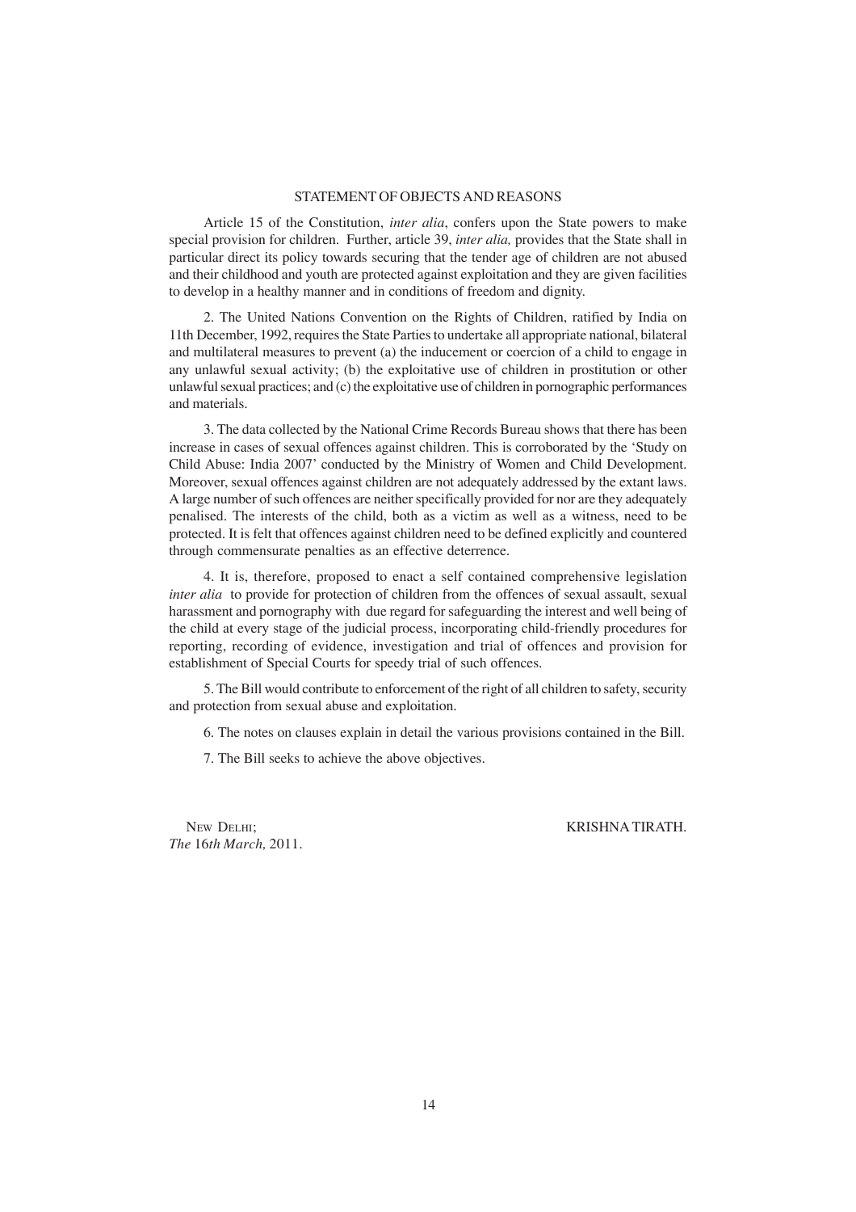## STATEMENT OF OBJECTS AND REASONS

Article 15 of the Constitution, *inter alia*, confers upon the State powers to make special provision for children. Further, article 39, *inter alia,* provides that the State shall in particular direct its policy towards securing that the tender age of children are not abused and their childhood and youth are protected against exploitation and they are given facilities to develop in a healthy manner and in conditions of freedom and dignity.

2. The United Nations Convention on the Rights of Children, ratified by India on 11th December, 1992, requires the State Parties to undertake all appropriate national, bilateral and multilateral measures to prevent (a) the inducement or coercion of a child to engage in any unlawful sexual activity; (b) the exploitative use of children in prostitution or other unlawful sexual practices; and (c) the exploitative use of children in pornographic performances and materials.

3. The data collected by the National Crime Records Bureau shows that there has been increase in cases of sexual offences against children. This is corroborated by the 'Study on Child Abuse: India 2007' conducted by the Ministry of Women and Child Development. Moreover, sexual offences against children are not adequately addressed by the extant laws. A large number of such offences are neither specifically provided for nor are they adequately penalised. The interests of the child, both as a victim as well as a witness, need to be protected. It is felt that offences against children need to be defined explicitly and countered through commensurate penalties as an effective deterrence.

4. It is, therefore, proposed to enact a self contained comprehensive legislation *inter alia* to provide for protection of children from the offences of sexual assault, sexual harassment and pornography with due regard for safeguarding the interest and well being of the child at every stage of the judicial process, incorporating child-friendly procedures for reporting, recording of evidence, investigation and trial of offences and provision for establishment of Special Courts for speedy trial of such offences.

5. The Bill would contribute to enforcement of the right of all children to safety, security and protection from sexual abuse and exploitation.

6. The notes on clauses explain in detail the various provisions contained in the Bill.

7. The Bill seeks to achieve the above objectives.

NEW DELHI;
*The* 16*th March,* 2011.

KRISHNA TIRATH.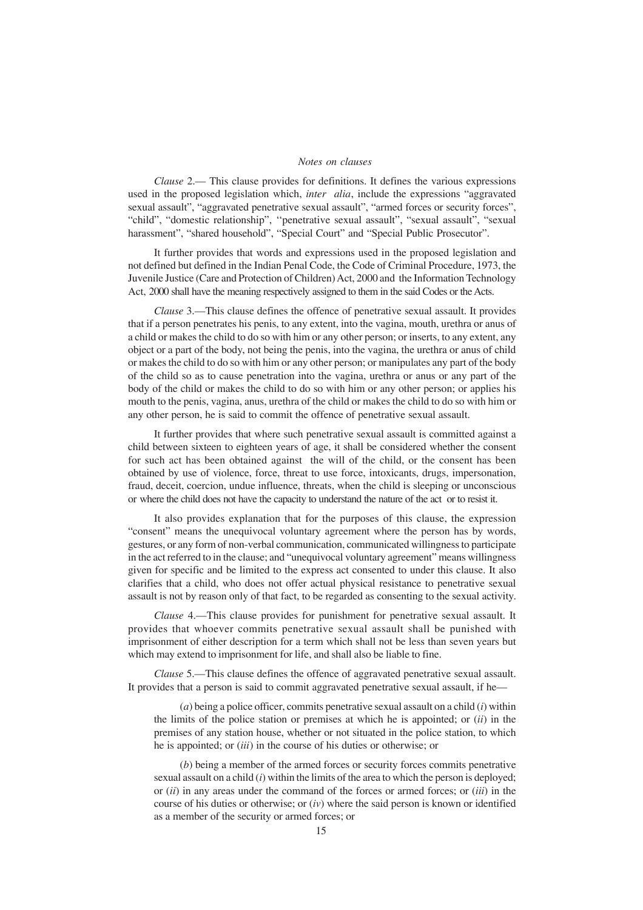*Notes on clauses*

*Clause* 2.— This clause provides for definitions. It defines the various expressions used in the proposed legislation which, *inter alia*, include the expressions "aggravated sexual assault", "aggravated penetrative sexual assault", "armed forces or security forces", "child", "domestic relationship", "penetrative sexual assault", "sexual assault", "sexual harassment", "shared household", "Special Court" and "Special Public Prosecutor".

It further provides that words and expressions used in the proposed legislation and not defined but defined in the Indian Penal Code, the Code of Criminal Procedure, 1973, the Juvenile Justice (Care and Protection of Children) Act, 2000 and the Information Technology Act, 2000 shall have the meaning respectively assigned to them in the said Codes or the Acts.

*Clause* 3.—This clause defines the offence of penetrative sexual assault. It provides that if a person penetrates his penis, to any extent, into the vagina, mouth, urethra or anus of a child or makes the child to do so with him or any other person; or inserts, to any extent, any object or a part of the body, not being the penis, into the vagina, the urethra or anus of child or makes the child to do so with him or any other person; or manipulates any part of the body of the child so as to cause penetration into the vagina, urethra or anus or any part of the body of the child or makes the child to do so with him or any other person; or applies his mouth to the penis, vagina, anus, urethra of the child or makes the child to do so with him or any other person, he is said to commit the offence of penetrative sexual assault.

It further provides that where such penetrative sexual assault is committed against a child between sixteen to eighteen years of age, it shall be considered whether the consent for such act has been obtained against the will of the child, or the consent has been obtained by use of violence, force, threat to use force, intoxicants, drugs, impersonation, fraud, deceit, coercion, undue influence, threats, when the child is sleeping or unconscious or where the child does not have the capacity to understand the nature of the act or to resist it.

It also provides explanation that for the purposes of this clause, the expression "consent" means the unequivocal voluntary agreement where the person has by words, gestures, or any form of non-verbal communication, communicated willingness to participate in the act referred to in the clause; and "unequivocal voluntary agreement" means willingness given for specific and be limited to the express act consented to under this clause. It also clarifies that a child, who does not offer actual physical resistance to penetrative sexual assault is not by reason only of that fact, to be regarded as consenting to the sexual activity.

*Clause* 4.—This clause provides for punishment for penetrative sexual assault. It provides that whoever commits penetrative sexual assault shall be punished with imprisonment of either description for a term which shall not be less than seven years but which may extend to imprisonment for life, and shall also be liable to fine.

*Clause* 5.—This clause defines the offence of aggravated penetrative sexual assault. It provides that a person is said to commit aggravated penetrative sexual assault, if he—

(*a*) being a police officer, commits penetrative sexual assault on a child (*i*) within the limits of the police station or premises at which he is appointed; or (*ii*) in the premises of any station house, whether or not situated in the police station, to which he is appointed; or (*iii*) in the course of his duties or otherwise; or

(*b*) being a member of the armed forces or security forces commits penetrative sexual assault on a child (*i*) within the limits of the area to which the person is deployed; or (*ii*) in any areas under the command of the forces or armed forces; or (*iii*) in the course of his duties or otherwise; or (*iv*) where the said person is known or identified as a member of the security or armed forces; or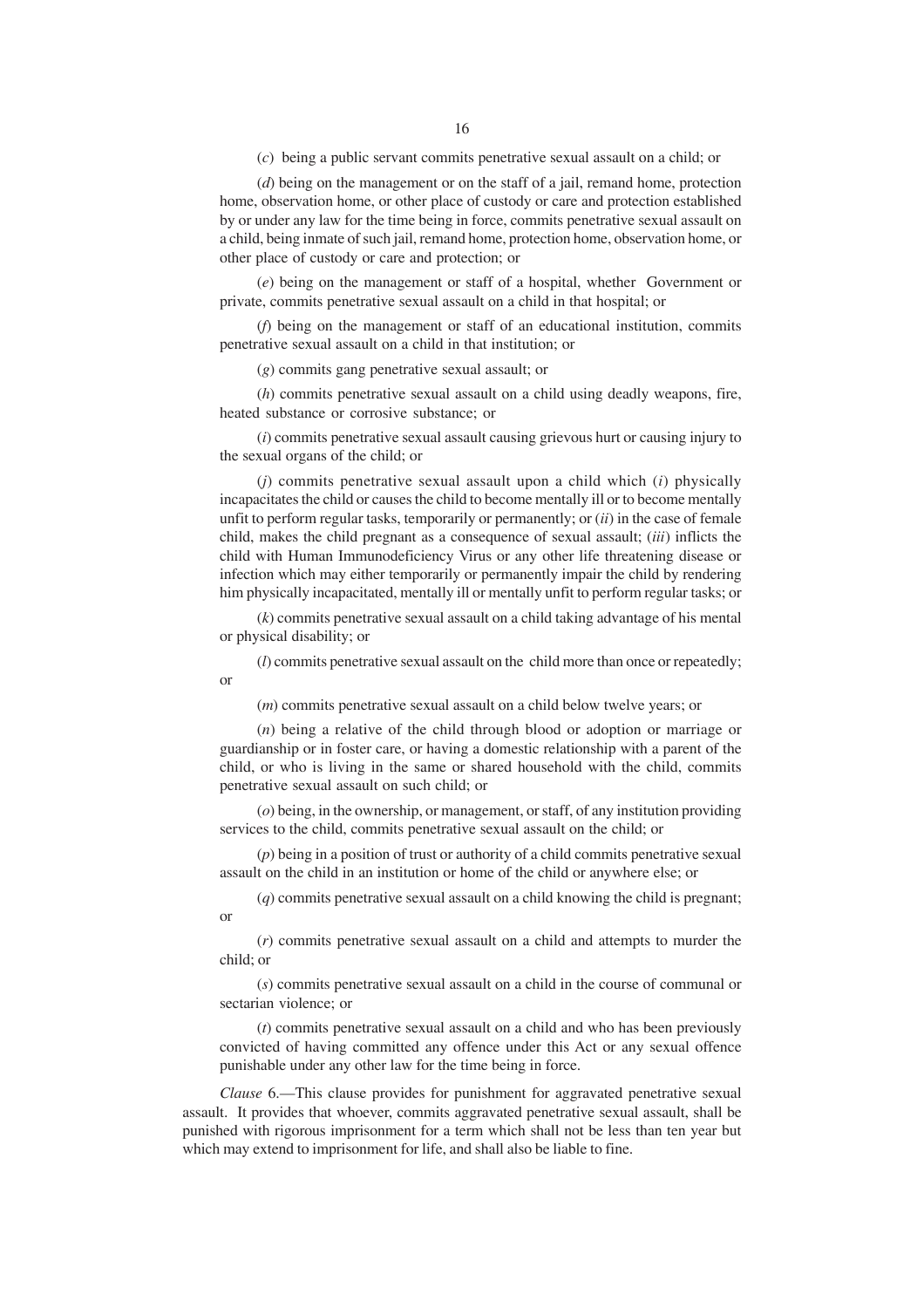(*c*) being a public servant commits penetrative sexual assault on a child; or

(*d*) being on the management or on the staff of a jail, remand home, protection home, observation home, or other place of custody or care and protection established by or under any law for the time being in force, commits penetrative sexual assault on a child, being inmate of such jail, remand home, protection home, observation home, or other place of custody or care and protection; or

(*e*) being on the management or staff of a hospital, whether Government or private, commits penetrative sexual assault on a child in that hospital; or

(*f*) being on the management or staff of an educational institution, commits penetrative sexual assault on a child in that institution; or

(*g*) commits gang penetrative sexual assault; or

(*h*) commits penetrative sexual assault on a child using deadly weapons, fire, heated substance or corrosive substance; or

(*i*) commits penetrative sexual assault causing grievous hurt or causing injury to the sexual organs of the child; or

(*j*) commits penetrative sexual assault upon a child which (*i*) physically incapacitates the child or causes the child to become mentally ill or to become mentally unfit to perform regular tasks, temporarily or permanently; or (*ii*) in the case of female child, makes the child pregnant as a consequence of sexual assault; (*iii*) inflicts the child with Human Immunodeficiency Virus or any other life threatening disease or infection which may either temporarily or permanently impair the child by rendering him physically incapacitated, mentally ill or mentally unfit to perform regular tasks; or

(*k*) commits penetrative sexual assault on a child taking advantage of his mental or physical disability; or

(*l*) commits penetrative sexual assault on the child more than once or repeatedly; or

(*m*) commits penetrative sexual assault on a child below twelve years; or

(*n*) being a relative of the child through blood or adoption or marriage or guardianship or in foster care, or having a domestic relationship with a parent of the child, or who is living in the same or shared household with the child, commits penetrative sexual assault on such child; or

(*o*) being, in the ownership, or management, or staff, of any institution providing services to the child, commits penetrative sexual assault on the child; or

(*p*) being in a position of trust or authority of a child commits penetrative sexual assault on the child in an institution or home of the child or anywhere else; or

(*q*) commits penetrative sexual assault on a child knowing the child is pregnant; or

(*r*) commits penetrative sexual assault on a child and attempts to murder the child; or

(*s*) commits penetrative sexual assault on a child in the course of communal or sectarian violence; or

(*t*) commits penetrative sexual assault on a child and who has been previously convicted of having committed any offence under this Act or any sexual offence punishable under any other law for the time being in force.

*Clause* 6.—This clause provides for punishment for aggravated penetrative sexual assault. It provides that whoever, commits aggravated penetrative sexual assault, shall be punished with rigorous imprisonment for a term which shall not be less than ten year but which may extend to imprisonment for life, and shall also be liable to fine.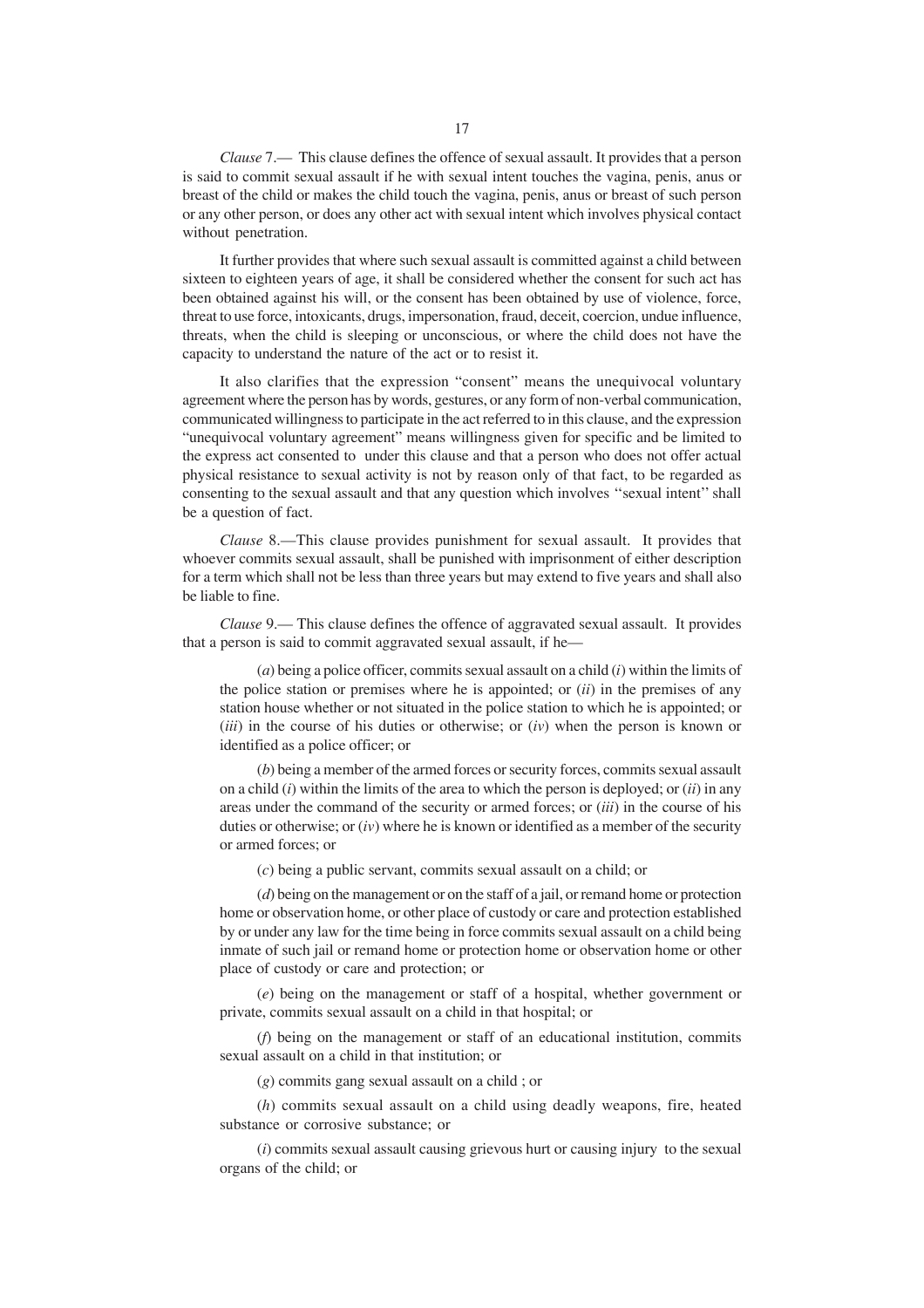*Clause* 7.— This clause defines the offence of sexual assault. It provides that a person is said to commit sexual assault if he with sexual intent touches the vagina, penis, anus or breast of the child or makes the child touch the vagina, penis, anus or breast of such person or any other person, or does any other act with sexual intent which involves physical contact without penetration.

It further provides that where such sexual assault is committed against a child between sixteen to eighteen years of age, it shall be considered whether the consent for such act has been obtained against his will, or the consent has been obtained by use of violence, force, threat to use force, intoxicants, drugs, impersonation, fraud, deceit, coercion, undue influence, threats, when the child is sleeping or unconscious, or where the child does not have the capacity to understand the nature of the act or to resist it.

It also clarifies that the expression "consent" means the unequivocal voluntary agreement where the person has by words, gestures, or any form of non-verbal communication, communicated willingness to participate in the act referred to in this clause, and the expression "unequivocal voluntary agreement" means willingness given for specific and be limited to the express act consented to under this clause and that a person who does not offer actual physical resistance to sexual activity is not by reason only of that fact, to be regarded as consenting to the sexual assault and that any question which involves "sexual intent" shall be a question of fact.

*Clause* 8.—This clause provides punishment for sexual assault. It provides that whoever commits sexual assault, shall be punished with imprisonment of either description for a term which shall not be less than three years but may extend to five years and shall also be liable to fine.

*Clause* 9.— This clause defines the offence of aggravated sexual assault. It provides that a person is said to commit aggravated sexual assault, if he—

(*a*) being a police officer, commits sexual assault on a child (*i*) within the limits of the police station or premises where he is appointed; or (*ii*) in the premises of any station house whether or not situated in the police station to which he is appointed; or (*iii*) in the course of his duties or otherwise; or (*iv*) when the person is known or identified as a police officer; or

(*b*) being a member of the armed forces or security forces, commits sexual assault on a child (*i*) within the limits of the area to which the person is deployed; or (*ii*) in any areas under the command of the security or armed forces; or (*iii*) in the course of his duties or otherwise; or (*iv*) where he is known or identified as a member of the security or armed forces; or

(*c*) being a public servant, commits sexual assault on a child; or

(*d*) being on the management or on the staff of a jail, or remand home or protection home or observation home, or other place of custody or care and protection established by or under any law for the time being in force commits sexual assault on a child being inmate of such jail or remand home or protection home or observation home or other place of custody or care and protection; or

(*e*) being on the management or staff of a hospital, whether government or private, commits sexual assault on a child in that hospital; or

(*f*) being on the management or staff of an educational institution, commits sexual assault on a child in that institution; or

(*g*) commits gang sexual assault on a child ; or

(*h*) commits sexual assault on a child using deadly weapons, fire, heated substance or corrosive substance; or

(*i*) commits sexual assault causing grievous hurt or causing injury to the sexual organs of the child; or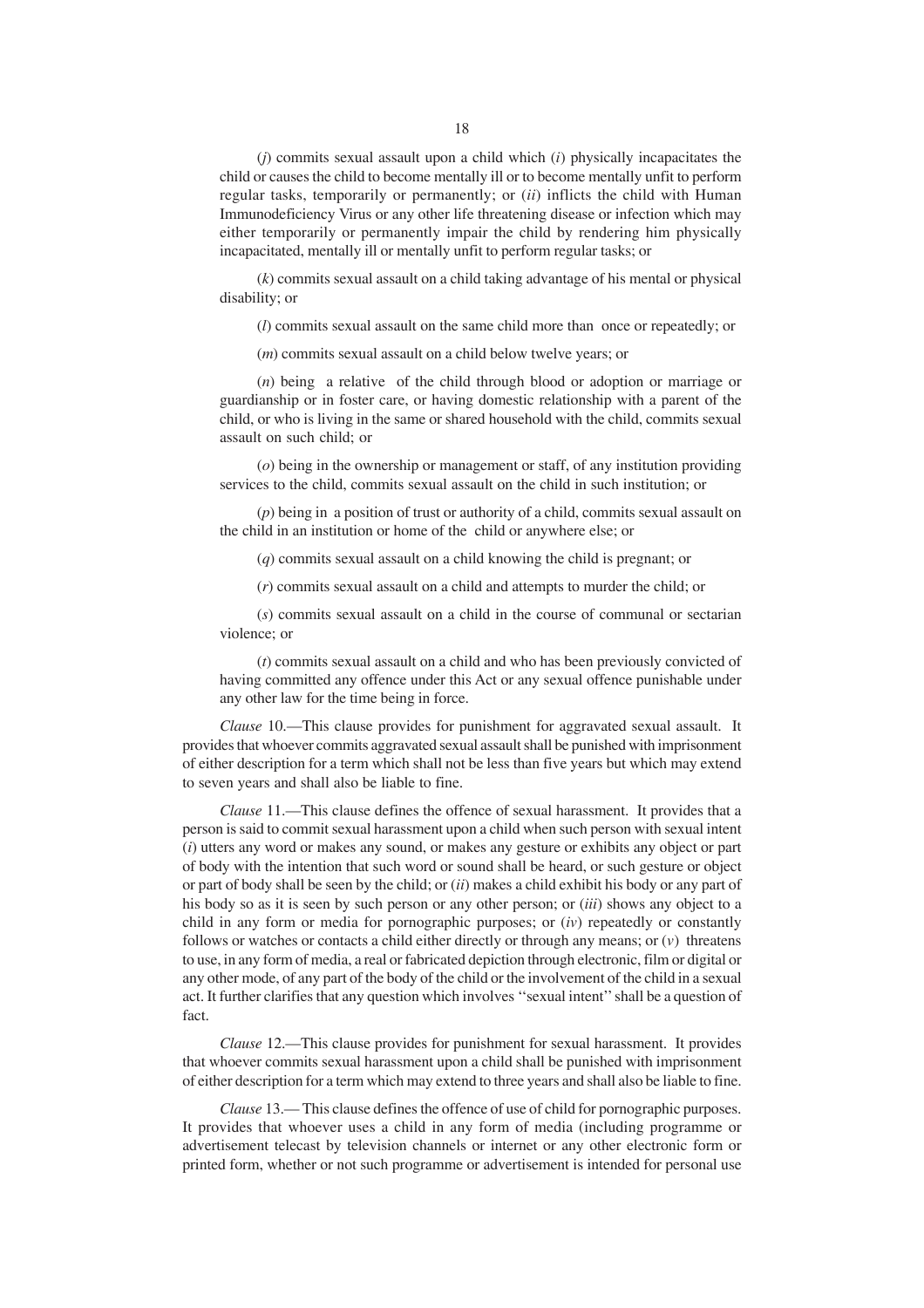(*j*) commits sexual assault upon a child which (*i*) physically incapacitates the child or causes the child to become mentally ill or to become mentally unfit to perform regular tasks, temporarily or permanently; or (*ii*) inflicts the child with Human Immunodeficiency Virus or any other life threatening disease or infection which may either temporarily or permanently impair the child by rendering him physically incapacitated, mentally ill or mentally unfit to perform regular tasks; or

(*k*) commits sexual assault on a child taking advantage of his mental or physical disability; or

(*l*) commits sexual assault on the same child more than once or repeatedly; or

(*m*) commits sexual assault on a child below twelve years; or

(*n*) being a relative of the child through blood or adoption or marriage or guardianship or in foster care, or having domestic relationship with a parent of the child, or who is living in the same or shared household with the child, commits sexual assault on such child; or

(*o*) being in the ownership or management or staff, of any institution providing services to the child, commits sexual assault on the child in such institution; or

(*p*) being in a position of trust or authority of a child, commits sexual assault on the child in an institution or home of the child or anywhere else; or

(*q*) commits sexual assault on a child knowing the child is pregnant; or

(*r*) commits sexual assault on a child and attempts to murder the child; or

(*s*) commits sexual assault on a child in the course of communal or sectarian violence; or

(*t*) commits sexual assault on a child and who has been previously convicted of having committed any offence under this Act or any sexual offence punishable under any other law for the time being in force.

*Clause* 10.—This clause provides for punishment for aggravated sexual assault. It provides that whoever commits aggravated sexual assault shall be punished with imprisonment of either description for a term which shall not be less than five years but which may extend to seven years and shall also be liable to fine.

*Clause* 11.—This clause defines the offence of sexual harassment. It provides that a person is said to commit sexual harassment upon a child when such person with sexual intent (*i*) utters any word or makes any sound, or makes any gesture or exhibits any object or part of body with the intention that such word or sound shall be heard, or such gesture or object or part of body shall be seen by the child; or (*ii*) makes a child exhibit his body or any part of his body so as it is seen by such person or any other person; or (*iii*) shows any object to a child in any form or media for pornographic purposes; or (*iv*) repeatedly or constantly follows or watches or contacts a child either directly or through any means; or (*v*) threatens to use, in any form of media, a real or fabricated depiction through electronic, film or digital or any other mode, of any part of the body of the child or the involvement of the child in a sexual act. It further clarifies that any question which involves ''sexual intent'' shall be a question of fact.

*Clause* 12.—This clause provides for punishment for sexual harassment. It provides that whoever commits sexual harassment upon a child shall be punished with imprisonment of either description for a term which may extend to three years and shall also be liable to fine.

*Clause* 13.— This clause defines the offence of use of child for pornographic purposes. It provides that whoever uses a child in any form of media (including programme or advertisement telecast by television channels or internet or any other electronic form or printed form, whether or not such programme or advertisement is intended for personal use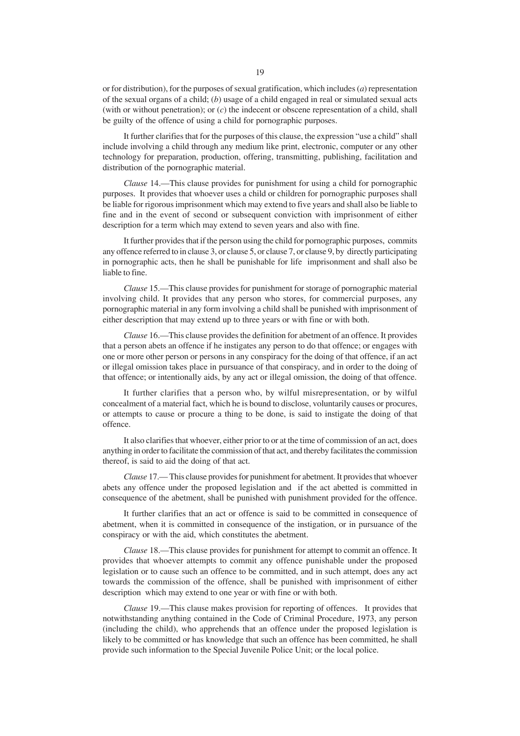or for distribution), for the purposes of sexual gratification, which includes (*a*) representation of the sexual organs of a child; (*b*) usage of a child engaged in real or simulated sexual acts (with or without penetration); or (*c*) the indecent or obscene representation of a child, shall be guilty of the offence of using a child for pornographic purposes.

It further clarifies that for the purposes of this clause, the expression "use a child" shall include involving a child through any medium like print, electronic, computer or any other technology for preparation, production, offering, transmitting, publishing, facilitation and distribution of the pornographic material.

*Clause* 14.—This clause provides for punishment for using a child for pornographic purposes. It provides that whoever uses a child or children for pornographic purposes shall be liable for rigorous imprisonment which may extend to five years and shall also be liable to fine and in the event of second or subsequent conviction with imprisonment of either description for a term which may extend to seven years and also with fine.

It further provides that if the person using the child for pornographic purposes, commits any offence referred to in clause 3, or clause 5, or clause 7, or clause 9, by directly participating in pornographic acts, then he shall be punishable for life imprisonment and shall also be liable to fine.

*Clause* 15.—This clause provides for punishment for storage of pornographic material involving child. It provides that any person who stores, for commercial purposes, any pornographic material in any form involving a child shall be punished with imprisonment of either description that may extend up to three years or with fine or with both.

*Clause* 16.—This clause provides the definition for abetment of an offence. It provides that a person abets an offence if he instigates any person to do that offence; or engages with one or more other person or persons in any conspiracy for the doing of that offence, if an act or illegal omission takes place in pursuance of that conspiracy, and in order to the doing of that offence; or intentionally aids, by any act or illegal omission, the doing of that offence.

It further clarifies that a person who, by wilful misrepresentation, or by wilful concealment of a material fact, which he is bound to disclose, voluntarily causes or procures, or attempts to cause or procure a thing to be done, is said to instigate the doing of that offence.

It also clarifies that whoever, either prior to or at the time of commission of an act, does anything in order to facilitate the commission of that act, and thereby facilitates the commission thereof, is said to aid the doing of that act.

*Clause* 17.— This clause provides for punishment for abetment. It provides that whoever abets any offence under the proposed legislation and if the act abetted is committed in consequence of the abetment, shall be punished with punishment provided for the offence.

It further clarifies that an act or offence is said to be committed in consequence of abetment, when it is committed in consequence of the instigation, or in pursuance of the conspiracy or with the aid, which constitutes the abetment.

*Clause* 18.—This clause provides for punishment for attempt to commit an offence. It provides that whoever attempts to commit any offence punishable under the proposed legislation or to cause such an offence to be committed, and in such attempt, does any act towards the commission of the offence, shall be punished with imprisonment of either description which may extend to one year or with fine or with both.

*Clause* 19.—This clause makes provision for reporting of offences. It provides that notwithstanding anything contained in the Code of Criminal Procedure, 1973, any person (including the child), who apprehends that an offence under the proposed legislation is likely to be committed or has knowledge that such an offence has been committed, he shall provide such information to the Special Juvenile Police Unit; or the local police.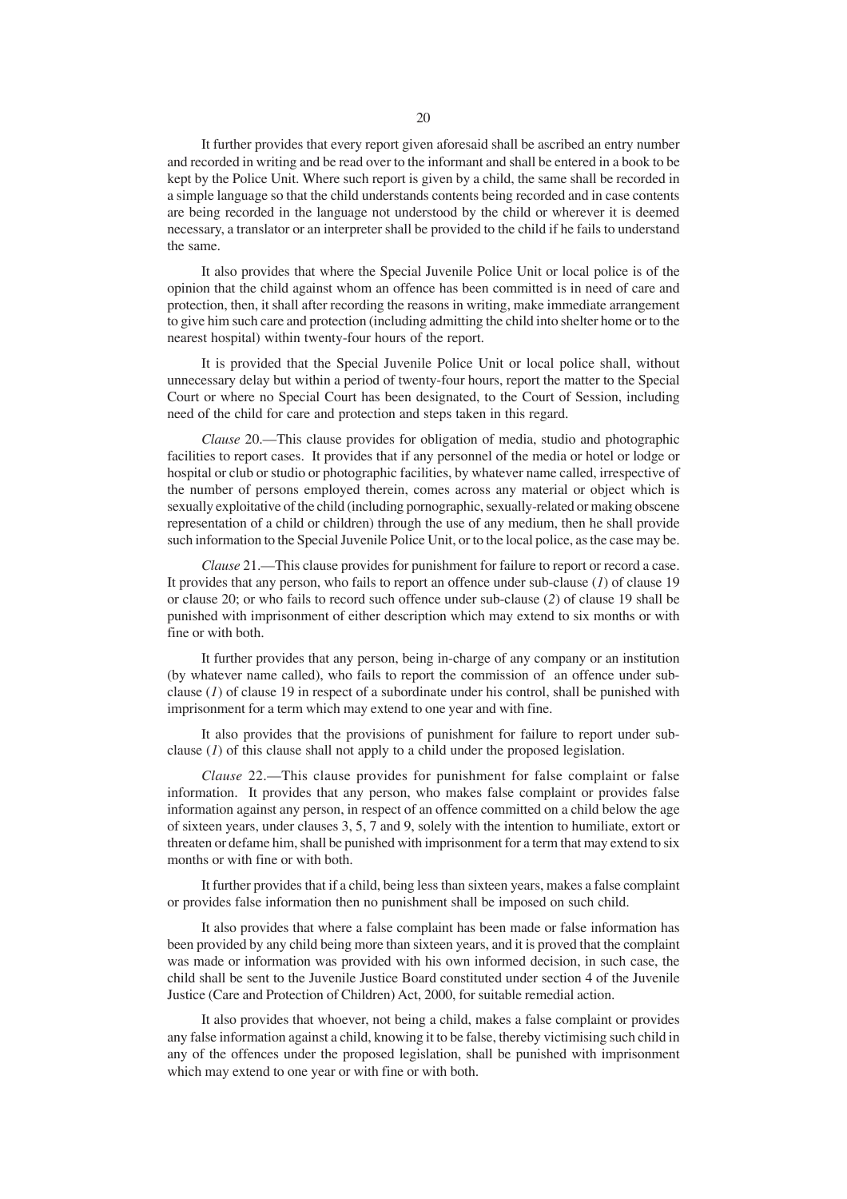It further provides that every report given aforesaid shall be ascribed an entry number and recorded in writing and be read over to the informant and shall be entered in a book to be kept by the Police Unit. Where such report is given by a child, the same shall be recorded in a simple language so that the child understands contents being recorded and in case contents are being recorded in the language not understood by the child or wherever it is deemed necessary, a translator or an interpreter shall be provided to the child if he fails to understand the same.

It also provides that where the Special Juvenile Police Unit or local police is of the opinion that the child against whom an offence has been committed is in need of care and protection, then, it shall after recording the reasons in writing, make immediate arrangement to give him such care and protection (including admitting the child into shelter home or to the nearest hospital) within twenty-four hours of the report.

It is provided that the Special Juvenile Police Unit or local police shall, without unnecessary delay but within a period of twenty-four hours, report the matter to the Special Court or where no Special Court has been designated, to the Court of Session, including need of the child for care and protection and steps taken in this regard.

*Clause* 20.—This clause provides for obligation of media, studio and photographic facilities to report cases. It provides that if any personnel of the media or hotel or lodge or hospital or club or studio or photographic facilities, by whatever name called, irrespective of the number of persons employed therein, comes across any material or object which is sexually exploitative of the child (including pornographic, sexually-related or making obscene representation of a child or children) through the use of any medium, then he shall provide such information to the Special Juvenile Police Unit, or to the local police, as the case may be.

*Clause* 21.—This clause provides for punishment for failure to report or record a case. It provides that any person, who fails to report an offence under sub-clause (*1*) of clause 19 or clause 20; or who fails to record such offence under sub-clause (*2*) of clause 19 shall be punished with imprisonment of either description which may extend to six months or with fine or with both.

It further provides that any person, being in-charge of any company or an institution (by whatever name called), who fails to report the commission of an offence under sub-clause (*1*) of clause 19 in respect of a subordinate under his control, shall be punished with imprisonment for a term which may extend to one year and with fine.

It also provides that the provisions of punishment for failure to report under sub-clause (*1*) of this clause shall not apply to a child under the proposed legislation.

*Clause* 22.—This clause provides for punishment for false complaint or false information. It provides that any person, who makes false complaint or provides false information against any person, in respect of an offence committed on a child below the age of sixteen years, under clauses 3, 5, 7 and 9, solely with the intention to humiliate, extort or threaten or defame him, shall be punished with imprisonment for a term that may extend to six months or with fine or with both.

It further provides that if a child, being less than sixteen years, makes a false complaint or provides false information then no punishment shall be imposed on such child.

It also provides that where a false complaint has been made or false information has been provided by any child being more than sixteen years, and it is proved that the complaint was made or information was provided with his own informed decision, in such case, the child shall be sent to the Juvenile Justice Board constituted under section 4 of the Juvenile Justice (Care and Protection of Children) Act, 2000, for suitable remedial action.

It also provides that whoever, not being a child, makes a false complaint or provides any false information against a child, knowing it to be false, thereby victimising such child in any of the offences under the proposed legislation, shall be punished with imprisonment which may extend to one year or with fine or with both.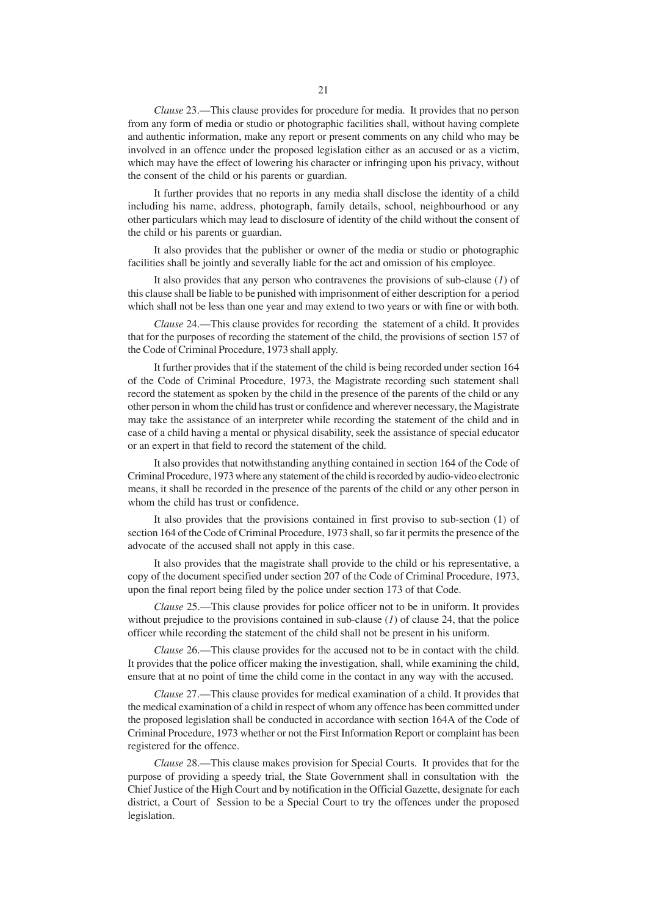*Clause* 23.—This clause provides for procedure for media. It provides that no person from any form of media or studio or photographic facilities shall, without having complete and authentic information, make any report or present comments on any child who may be involved in an offence under the proposed legislation either as an accused or as a victim, which may have the effect of lowering his character or infringing upon his privacy, without the consent of the child or his parents or guardian.

It further provides that no reports in any media shall disclose the identity of a child including his name, address, photograph, family details, school, neighbourhood or any other particulars which may lead to disclosure of identity of the child without the consent of the child or his parents or guardian.

It also provides that the publisher or owner of the media or studio or photographic facilities shall be jointly and severally liable for the act and omission of his employee.

It also provides that any person who contravenes the provisions of sub-clause (*1*) of this clause shall be liable to be punished with imprisonment of either description for a period which shall not be less than one year and may extend to two years or with fine or with both.

*Clause* 24.—This clause provides for recording the statement of a child. It provides that for the purposes of recording the statement of the child, the provisions of section 157 of the Code of Criminal Procedure, 1973 shall apply.

It further provides that if the statement of the child is being recorded under section 164 of the Code of Criminal Procedure, 1973, the Magistrate recording such statement shall record the statement as spoken by the child in the presence of the parents of the child or any other person in whom the child has trust or confidence and wherever necessary, the Magistrate may take the assistance of an interpreter while recording the statement of the child and in case of a child having a mental or physical disability, seek the assistance of special educator or an expert in that field to record the statement of the child.

It also provides that notwithstanding anything contained in section 164 of the Code of Criminal Procedure, 1973 where any statement of the child is recorded by audio-video electronic means, it shall be recorded in the presence of the parents of the child or any other person in whom the child has trust or confidence.

It also provides that the provisions contained in first proviso to sub-section (1) of section 164 of the Code of Criminal Procedure, 1973 shall, so far it permits the presence of the advocate of the accused shall not apply in this case.

It also provides that the magistrate shall provide to the child or his representative, a copy of the document specified under section 207 of the Code of Criminal Procedure, 1973, upon the final report being filed by the police under section 173 of that Code.

*Clause* 25.—This clause provides for police officer not to be in uniform. It provides without prejudice to the provisions contained in sub-clause (*1*) of clause 24, that the police officer while recording the statement of the child shall not be present in his uniform.

*Clause* 26.—This clause provides for the accused not to be in contact with the child. It provides that the police officer making the investigation, shall, while examining the child, ensure that at no point of time the child come in the contact in any way with the accused.

*Clause* 27.—This clause provides for medical examination of a child. It provides that the medical examination of a child in respect of whom any offence has been committed under the proposed legislation shall be conducted in accordance with section 164A of the Code of Criminal Procedure, 1973 whether or not the First Information Report or complaint has been registered for the offence.

*Clause* 28.—This clause makes provision for Special Courts. It provides that for the purpose of providing a speedy trial, the State Government shall in consultation with the Chief Justice of the High Court and by notification in the Official Gazette, designate for each district, a Court of Session to be a Special Court to try the offences under the proposed legislation.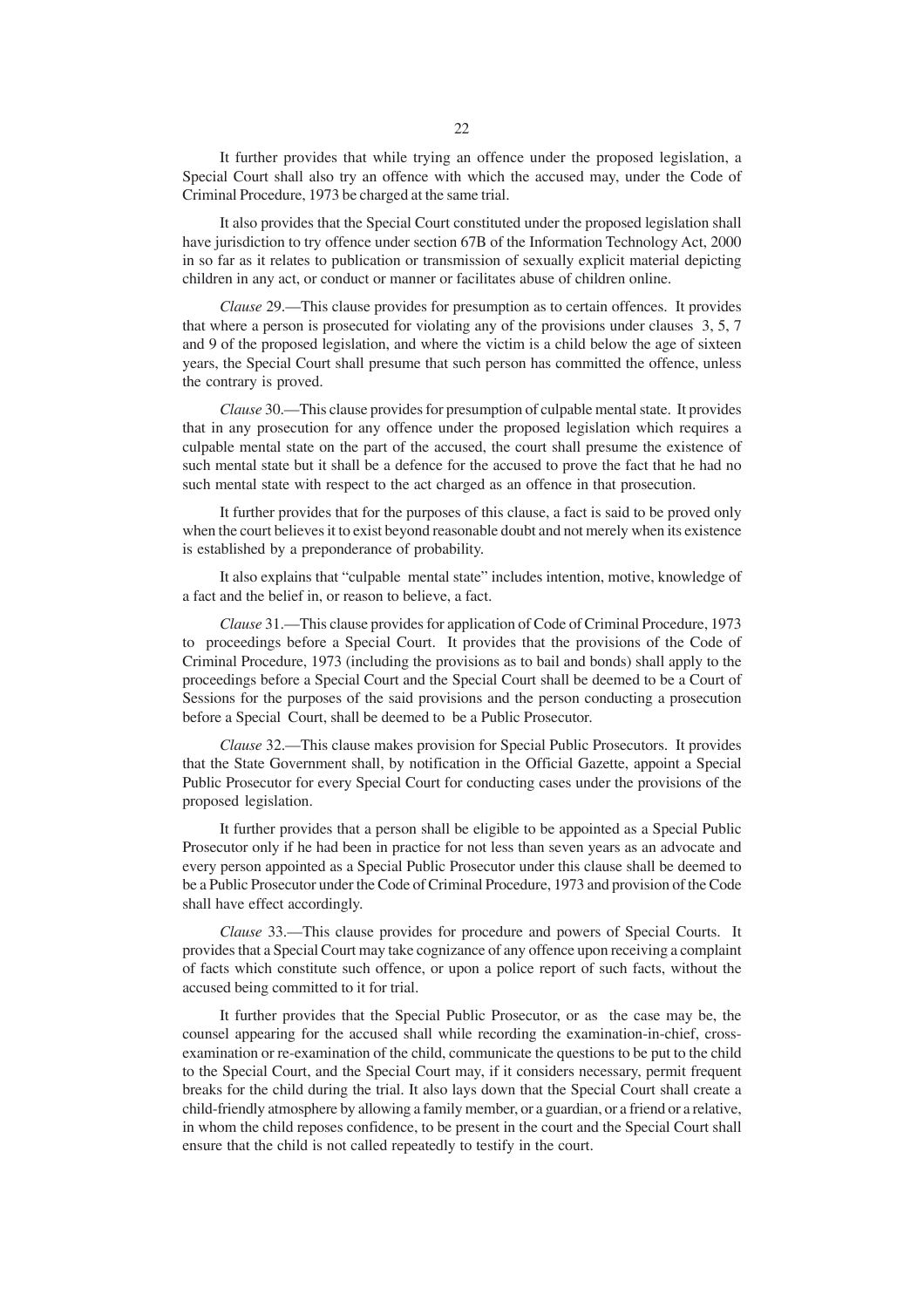It further provides that while trying an offence under the proposed legislation, a Special Court shall also try an offence with which the accused may, under the Code of Criminal Procedure, 1973 be charged at the same trial.

It also provides that the Special Court constituted under the proposed legislation shall have jurisdiction to try offence under section 67B of the Information Technology Act, 2000 in so far as it relates to publication or transmission of sexually explicit material depicting children in any act, or conduct or manner or facilitates abuse of children online.

*Clause* 29.—This clause provides for presumption as to certain offences. It provides that where a person is prosecuted for violating any of the provisions under clauses 3, 5, 7 and 9 of the proposed legislation, and where the victim is a child below the age of sixteen years, the Special Court shall presume that such person has committed the offence, unless the contrary is proved.

*Clause* 30.—This clause provides for presumption of culpable mental state. It provides that in any prosecution for any offence under the proposed legislation which requires a culpable mental state on the part of the accused, the court shall presume the existence of such mental state but it shall be a defence for the accused to prove the fact that he had no such mental state with respect to the act charged as an offence in that prosecution.

It further provides that for the purposes of this clause, a fact is said to be proved only when the court believes it to exist beyond reasonable doubt and not merely when its existence is established by a preponderance of probability.

It also explains that "culpable mental state" includes intention, motive, knowledge of a fact and the belief in, or reason to believe, a fact.

*Clause* 31.—This clause provides for application of Code of Criminal Procedure, 1973 to proceedings before a Special Court. It provides that the provisions of the Code of Criminal Procedure, 1973 (including the provisions as to bail and bonds) shall apply to the proceedings before a Special Court and the Special Court shall be deemed to be a Court of Sessions for the purposes of the said provisions and the person conducting a prosecution before a Special Court, shall be deemed to be a Public Prosecutor.

*Clause* 32.—This clause makes provision for Special Public Prosecutors. It provides that the State Government shall, by notification in the Official Gazette, appoint a Special Public Prosecutor for every Special Court for conducting cases under the provisions of the proposed legislation.

It further provides that a person shall be eligible to be appointed as a Special Public Prosecutor only if he had been in practice for not less than seven years as an advocate and every person appointed as a Special Public Prosecutor under this clause shall be deemed to be a Public Prosecutor under the Code of Criminal Procedure, 1973 and provision of the Code shall have effect accordingly.

*Clause* 33.—This clause provides for procedure and powers of Special Courts. It provides that a Special Court may take cognizance of any offence upon receiving a complaint of facts which constitute such offence, or upon a police report of such facts, without the accused being committed to it for trial.

It further provides that the Special Public Prosecutor, or as the case may be, the counsel appearing for the accused shall while recording the examination-in-chief, cross-examination or re-examination of the child, communicate the questions to be put to the child to the Special Court, and the Special Court may, if it considers necessary, permit frequent breaks for the child during the trial. It also lays down that the Special Court shall create a child-friendly atmosphere by allowing a family member, or a guardian, or a friend or a relative, in whom the child reposes confidence, to be present in the court and the Special Court shall ensure that the child is not called repeatedly to testify in the court.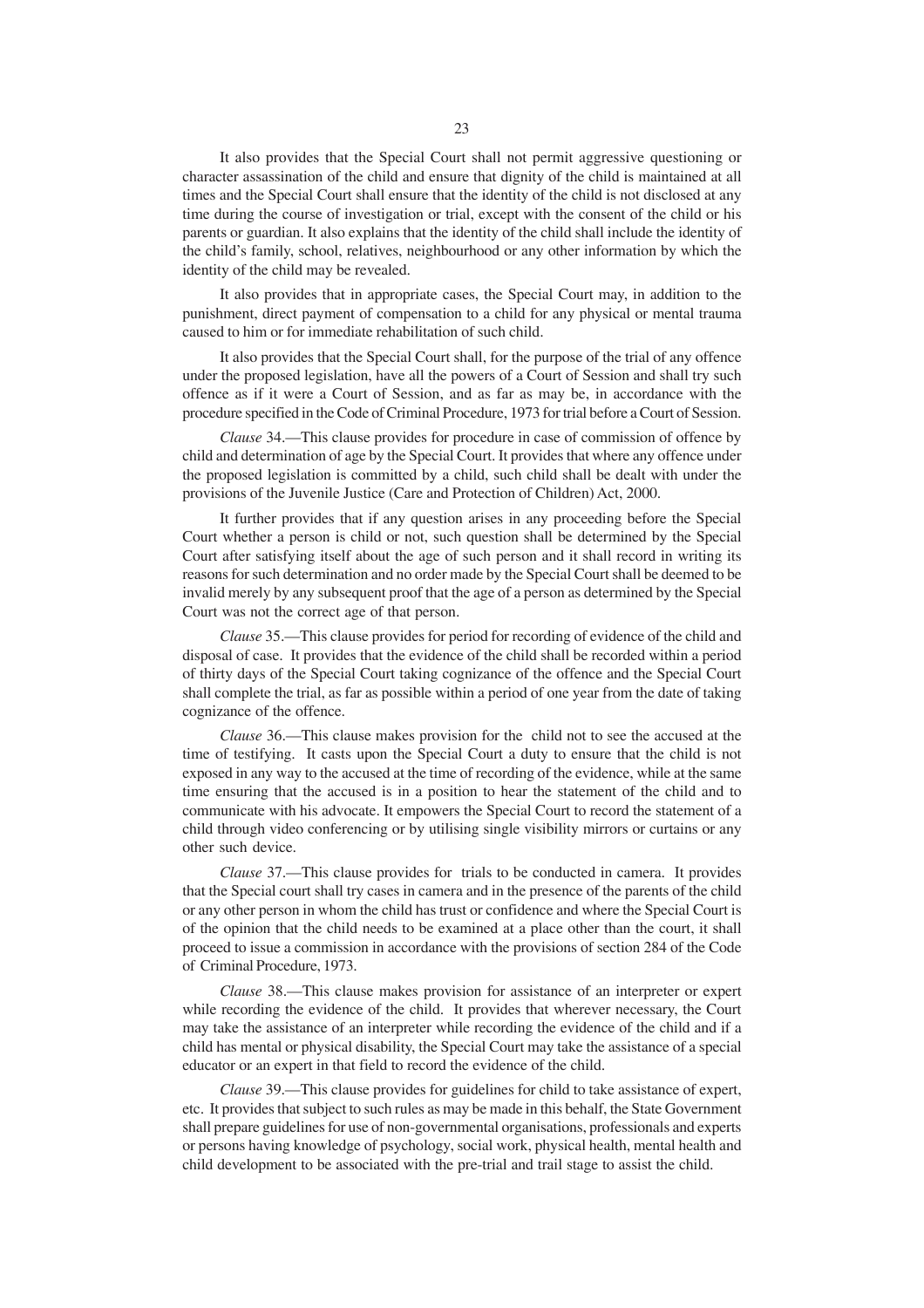It also provides that the Special Court shall not permit aggressive questioning or character assassination of the child and ensure that dignity of the child is maintained at all times and the Special Court shall ensure that the identity of the child is not disclosed at any time during the course of investigation or trial, except with the consent of the child or his parents or guardian. It also explains that the identity of the child shall include the identity of the child's family, school, relatives, neighbourhood or any other information by which the identity of the child may be revealed.

It also provides that in appropriate cases, the Special Court may, in addition to the punishment, direct payment of compensation to a child for any physical or mental trauma caused to him or for immediate rehabilitation of such child.

It also provides that the Special Court shall, for the purpose of the trial of any offence under the proposed legislation, have all the powers of a Court of Session and shall try such offence as if it were a Court of Session, and as far as may be, in accordance with the procedure specified in the Code of Criminal Procedure, 1973 for trial before a Court of Session.

*Clause* 34.—This clause provides for procedure in case of commission of offence by child and determination of age by the Special Court. It provides that where any offence under the proposed legislation is committed by a child, such child shall be dealt with under the provisions of the Juvenile Justice (Care and Protection of Children) Act, 2000.

It further provides that if any question arises in any proceeding before the Special Court whether a person is child or not, such question shall be determined by the Special Court after satisfying itself about the age of such person and it shall record in writing its reasons for such determination and no order made by the Special Court shall be deemed to be invalid merely by any subsequent proof that the age of a person as determined by the Special Court was not the correct age of that person.

*Clause* 35.—This clause provides for period for recording of evidence of the child and disposal of case. It provides that the evidence of the child shall be recorded within a period of thirty days of the Special Court taking cognizance of the offence and the Special Court shall complete the trial, as far as possible within a period of one year from the date of taking cognizance of the offence.

*Clause* 36.—This clause makes provision for the child not to see the accused at the time of testifying. It casts upon the Special Court a duty to ensure that the child is not exposed in any way to the accused at the time of recording of the evidence, while at the same time ensuring that the accused is in a position to hear the statement of the child and to communicate with his advocate. It empowers the Special Court to record the statement of a child through video conferencing or by utilising single visibility mirrors or curtains or any other such device.

*Clause* 37.—This clause provides for trials to be conducted in camera. It provides that the Special court shall try cases in camera and in the presence of the parents of the child or any other person in whom the child has trust or confidence and where the Special Court is of the opinion that the child needs to be examined at a place other than the court, it shall proceed to issue a commission in accordance with the provisions of section 284 of the Code of Criminal Procedure, 1973.

*Clause* 38.—This clause makes provision for assistance of an interpreter or expert while recording the evidence of the child. It provides that wherever necessary, the Court may take the assistance of an interpreter while recording the evidence of the child and if a child has mental or physical disability, the Special Court may take the assistance of a special educator or an expert in that field to record the evidence of the child.

*Clause* 39.—This clause provides for guidelines for child to take assistance of expert, etc. It provides that subject to such rules as may be made in this behalf, the State Government shall prepare guidelines for use of non-governmental organisations, professionals and experts or persons having knowledge of psychology, social work, physical health, mental health and child development to be associated with the pre-trial and trail stage to assist the child.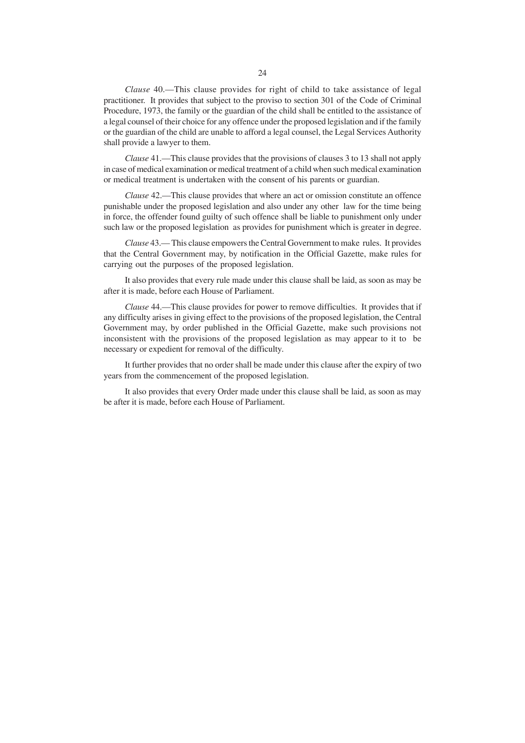*Clause* 40.—This clause provides for right of child to take assistance of legal practitioner. It provides that subject to the proviso to section 301 of the Code of Criminal Procedure, 1973, the family or the guardian of the child shall be entitled to the assistance of a legal counsel of their choice for any offence under the proposed legislation and if the family or the guardian of the child are unable to afford a legal counsel, the Legal Services Authority shall provide a lawyer to them.

*Clause* 41.—This clause provides that the provisions of clauses 3 to 13 shall not apply in case of medical examination or medical treatment of a child when such medical examination or medical treatment is undertaken with the consent of his parents or guardian.

*Clause* 42.—This clause provides that where an act or omission constitute an offence punishable under the proposed legislation and also under any other law for the time being in force, the offender found guilty of such offence shall be liable to punishment only under such law or the proposed legislation as provides for punishment which is greater in degree.

*Clause* 43.— This clause empowers the Central Government to make rules. It provides that the Central Government may, by notification in the Official Gazette, make rules for carrying out the purposes of the proposed legislation.

It also provides that every rule made under this clause shall be laid, as soon as may be after it is made, before each House of Parliament.

*Clause* 44.—This clause provides for power to remove difficulties. It provides that if any difficulty arises in giving effect to the provisions of the proposed legislation, the Central Government may, by order published in the Official Gazette, make such provisions not inconsistent with the provisions of the proposed legislation as may appear to it to be necessary or expedient for removal of the difficulty.

It further provides that no order shall be made under this clause after the expiry of two years from the commencement of the proposed legislation.

It also provides that every Order made under this clause shall be laid, as soon as may be after it is made, before each House of Parliament.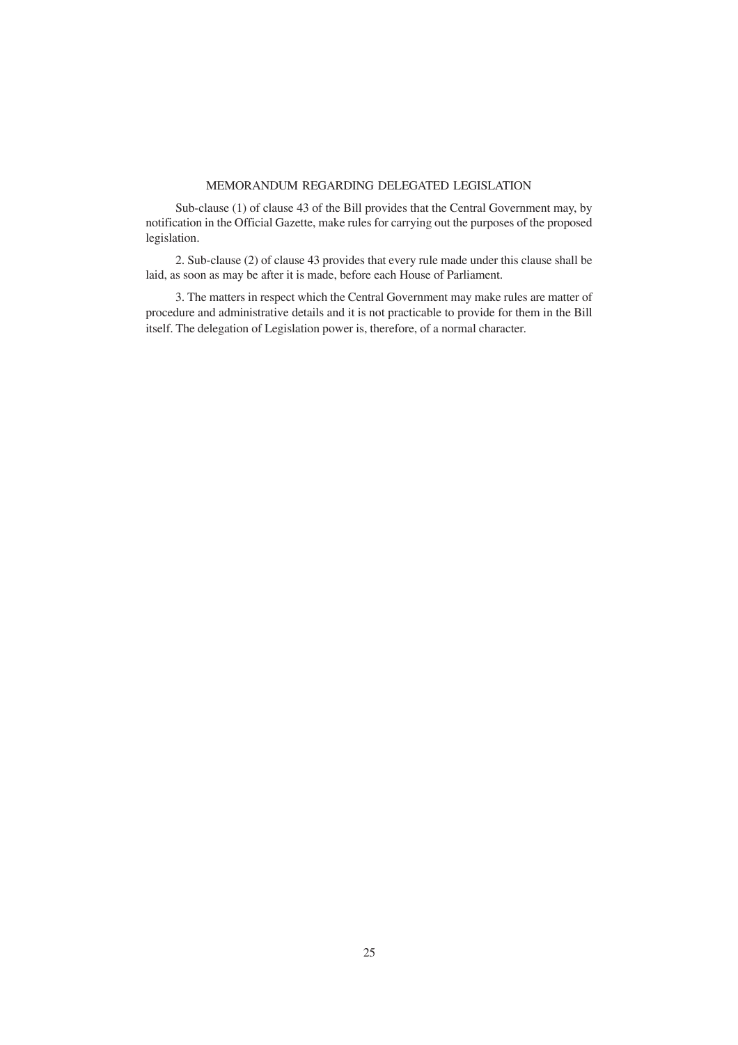## MEMORANDUM REGARDING DELEGATED LEGISLATION

Sub-clause (1) of clause 43 of the Bill provides that the Central Government may, by notification in the Official Gazette, make rules for carrying out the purposes of the proposed legislation.

2. Sub-clause (2) of clause 43 provides that every rule made under this clause shall be laid, as soon as may be after it is made, before each House of Parliament.

3. The matters in respect which the Central Government may make rules are matter of procedure and administrative details and it is not practicable to provide for them in the Bill itself. The delegation of Legislation power is, therefore, of a normal character.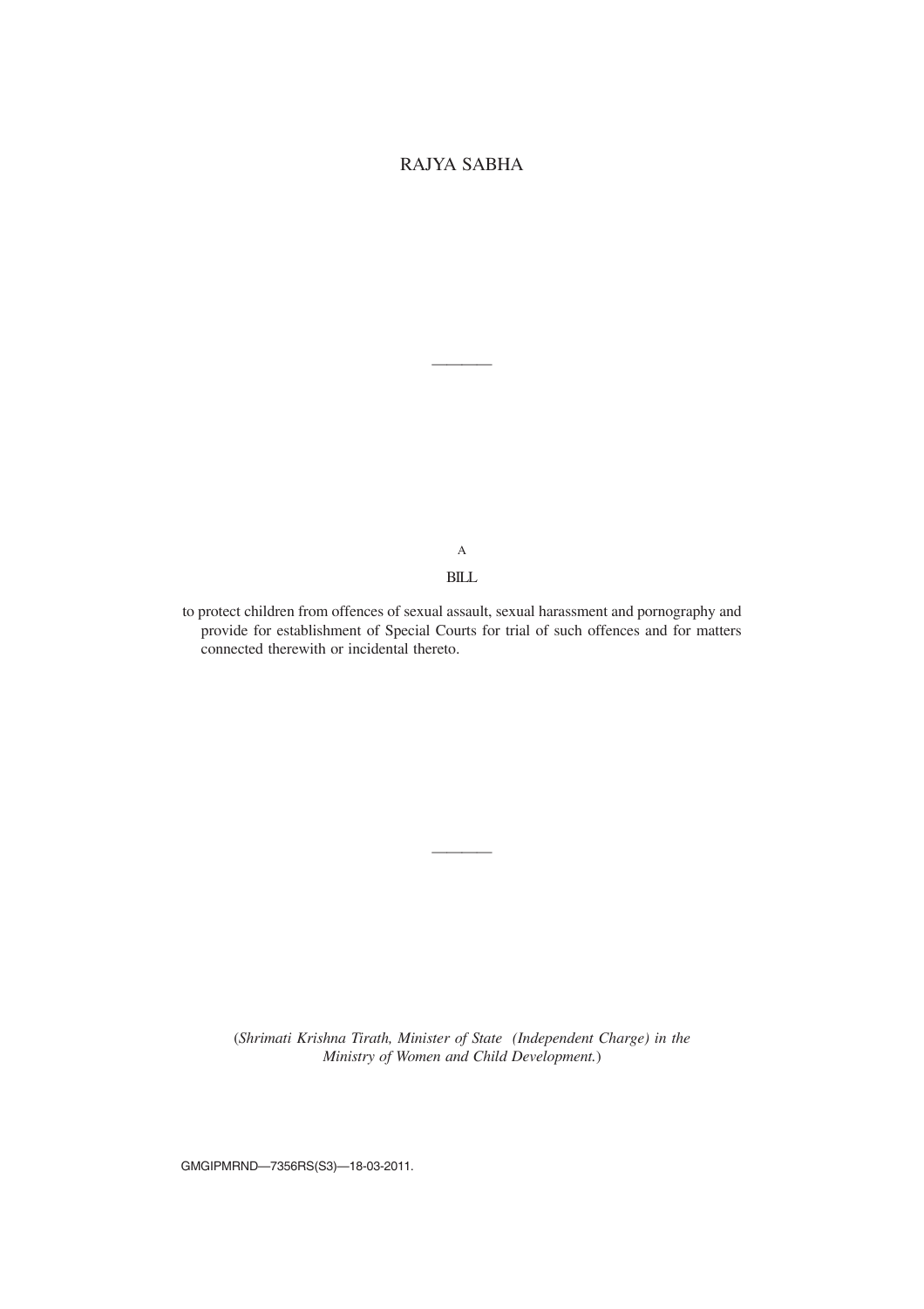# RAJYA SABHA

---

A

BILL

to protect children from offences of sexual assault, sexual harassment and pornography and provide for establishment of Special Courts for trial of such offences and for matters connected therewith or incidental thereto.

---

(*Shrimati Krishna Tirath, Minister of State (Independent Charge) in the Ministry of Women and Child Development.*)

GMGIPMRND—7356RS(S3)—18-03-2011.